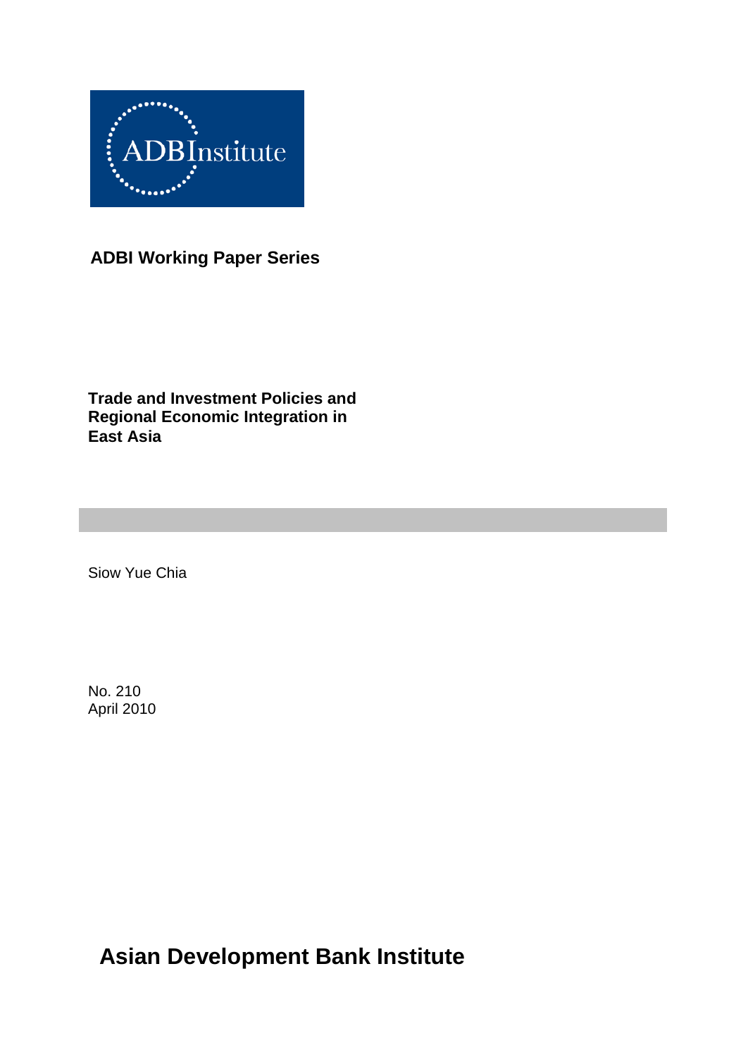ADBInstitute

**ADBI Working Paper Series**

# Trade and Investment Policies and Regional Economic Integration in East Asia

Siow Yue Chia

No. 210
April 2010

**Asian Development Bank Institute**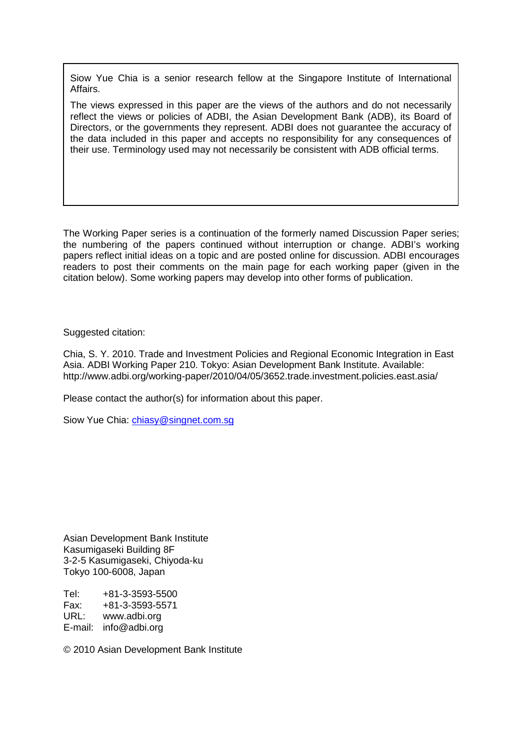Siow Yue Chia is a senior research fellow at the Singapore Institute of International Affairs.

The views expressed in this paper are the views of the authors and do not necessarily reflect the views or policies of ADBI, the Asian Development Bank (ADB), its Board of Directors, or the governments they represent. ADBI does not guarantee the accuracy of the data included in this paper and accepts no responsibility for any consequences of their use. Terminology used may not necessarily be consistent with ADB official terms.

The Working Paper series is a continuation of the formerly named Discussion Paper series; the numbering of the papers continued without interruption or change. ADBI's working papers reflect initial ideas on a topic and are posted online for discussion. ADBI encourages readers to post their comments on the main page for each working paper (given in the citation below). Some working papers may develop into other forms of publication.

Suggested citation:

Chia, S. Y. 2010. Trade and Investment Policies and Regional Economic Integration in East Asia. ADBI Working Paper 210. Tokyo: Asian Development Bank Institute. Available: http://www.adbi.org/working-paper/2010/04/05/3652.trade.investment.policies.east.asia/

Please contact the author(s) for information about this paper.

Siow Yue Chia: chiasy@singnet.com.sg

Asian Development Bank Institute
Kasumigaseki Building 8F
3-2-5 Kasumigaseki, Chiyoda-ku
Tokyo 100-6008, Japan

Tel: +81-3-3593-5500
Fax: +81-3-3593-5571
URL: www.adbi.org
E-mail: info@adbi.org

© 2010 Asian Development Bank Institute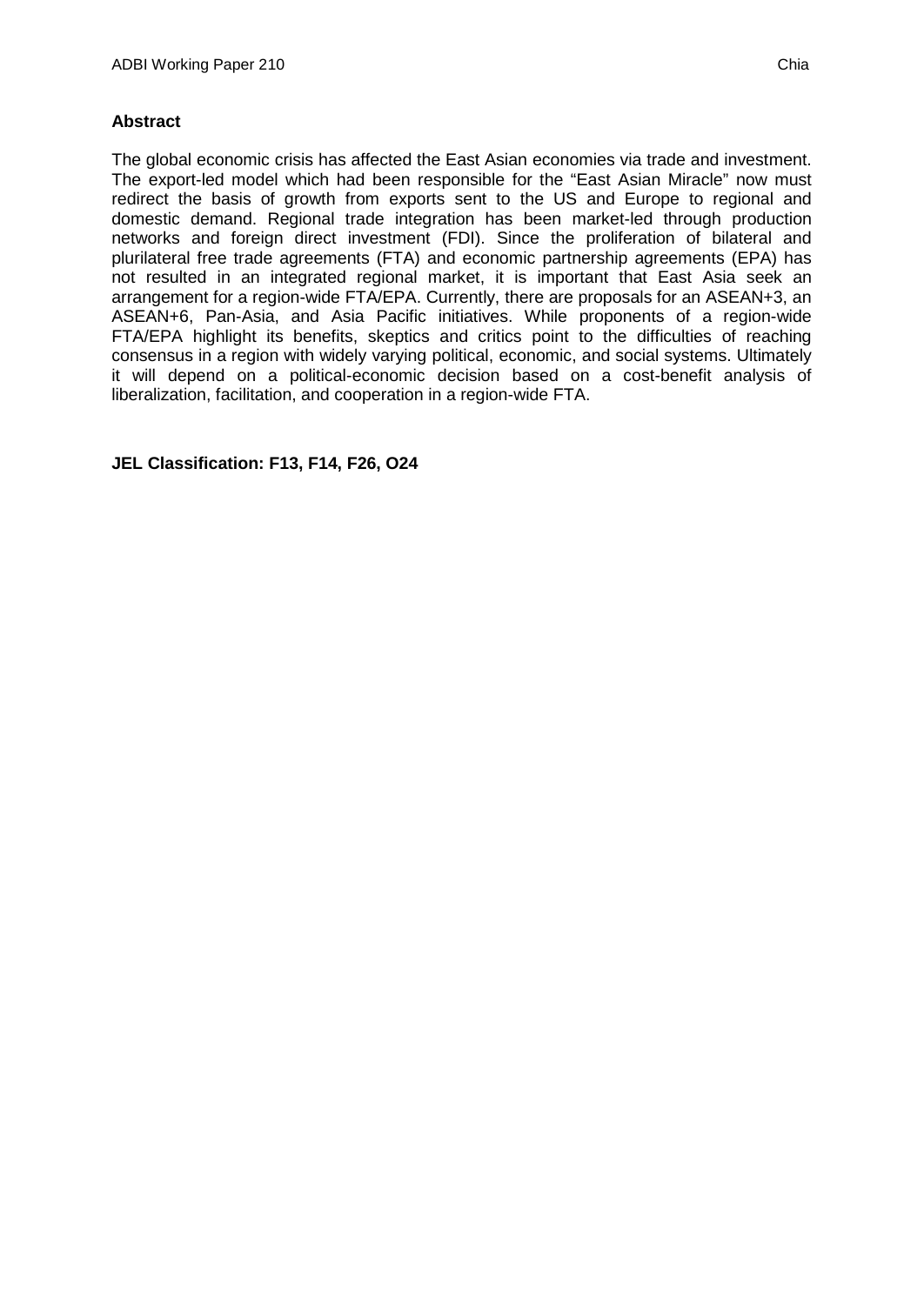**Abstract**

The global economic crisis has affected the East Asian economies via trade and investment. The export-led model which had been responsible for the “East Asian Miracle” now must redirect the basis of growth from exports sent to the US and Europe to regional and domestic demand. Regional trade integration has been market-led through production networks and foreign direct investment (FDI). Since the proliferation of bilateral and plurilateral free trade agreements (FTA) and economic partnership agreements (EPA) has not resulted in an integrated regional market, it is important that East Asia seek an arrangement for a region-wide FTA/EPA. Currently, there are proposals for an ASEAN+3, an ASEAN+6, Pan-Asia, and Asia Pacific initiatives. While proponents of a region-wide FTA/EPA highlight its benefits, skeptics and critics point to the difficulties of reaching consensus in a region with widely varying political, economic, and social systems. Ultimately it will depend on a political-economic decision based on a cost-benefit analysis of liberalization, facilitation, and cooperation in a region-wide FTA.

**JEL Classification: F13, F14, F26, O24**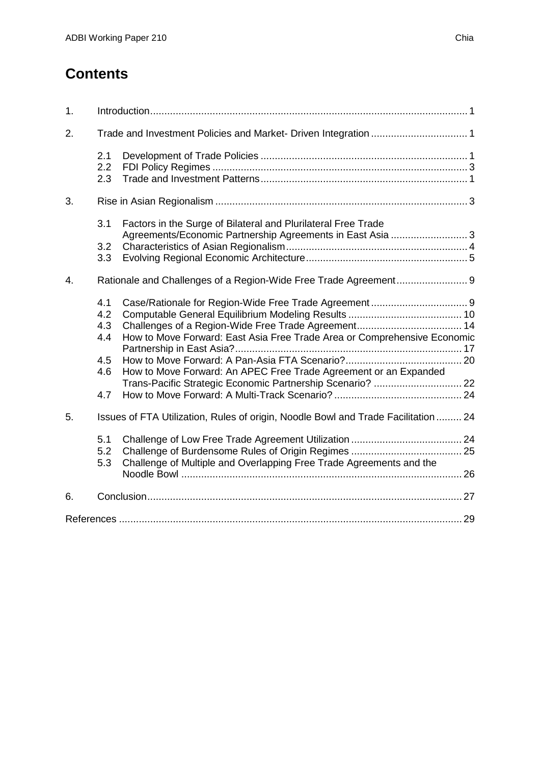# Contents

1. Introduction .......... 1
2. Trade and Investment Policies and Market- Driven Integration .......... 1
   - 2.1 Development of Trade Policies .......... 1
   - 2.2 FDI Policy Regimes .......... 3
   - 2.3 Trade and Investment Patterns .......... 1
3. Rise in Asian Regionalism .......... 3
   - 3.1 Factors in the Surge of Bilateral and Plurilateral Free Trade Agreements/Economic Partnership Agreements in East Asia .......... 3
   - 3.2 Characteristics of Asian Regionalism .......... 4
   - 3.3 Evolving Regional Economic Architecture .......... 5
4. Rationale and Challenges of a Region-Wide Free Trade Agreement .......... 9
   - 4.1 Case/Rationale for Region-Wide Free Trade Agreement .......... 9
   - 4.2 Computable General Equilibrium Modeling Results .......... 10
   - 4.3 Challenges of a Region-Wide Free Trade Agreement .......... 14
   - 4.4 How to Move Forward: East Asia Free Trade Area or Comprehensive Economic Partnership in East Asia? .......... 17
   - 4.5 How to Move Forward: A Pan-Asia FTA Scenario? .......... 20
   - 4.6 How to Move Forward: An APEC Free Trade Agreement or an Expanded Trans-Pacific Strategic Economic Partnership Scenario? .......... 22
   - 4.7 How to Move Forward: A Multi-Track Scenario? .......... 24
5. Issues of FTA Utilization, Rules of origin, Noodle Bowl and Trade Facilitation .......... 24
   - 5.1 Challenge of Low Free Trade Agreement Utilization .......... 24
   - 5.2 Challenge of Burdensome Rules of Origin Regimes .......... 25
   - 5.3 Challenge of Multiple and Overlapping Free Trade Agreements and the Noodle Bowl .......... 26
6. Conclusion .......... 27

References .......... 29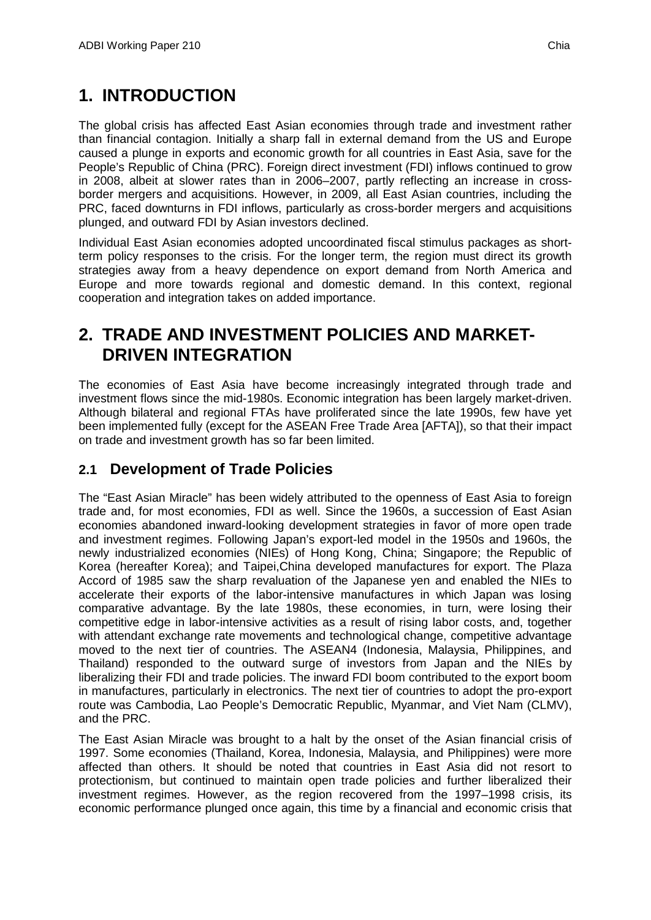# 1. INTRODUCTION

The global crisis has affected East Asian economies through trade and investment rather than financial contagion. Initially a sharp fall in external demand from the US and Europe caused a plunge in exports and economic growth for all countries in East Asia, save for the People's Republic of China (PRC). Foreign direct investment (FDI) inflows continued to grow in 2008, albeit at slower rates than in 2006–2007, partly reflecting an increase in cross-border mergers and acquisitions. However, in 2009, all East Asian countries, including the PRC, faced downturns in FDI inflows, particularly as cross-border mergers and acquisitions plunged, and outward FDI by Asian investors declined.

Individual East Asian economies adopted uncoordinated fiscal stimulus packages as short-term policy responses to the crisis. For the longer term, the region must direct its growth strategies away from a heavy dependence on export demand from North America and Europe and more towards regional and domestic demand. In this context, regional cooperation and integration takes on added importance.

# 2. TRADE AND INVESTMENT POLICIES AND MARKET-DRIVEN INTEGRATION

The economies of East Asia have become increasingly integrated through trade and investment flows since the mid-1980s. Economic integration has been largely market-driven. Although bilateral and regional FTAs have proliferated since the late 1990s, few have yet been implemented fully (except for the ASEAN Free Trade Area [AFTA]), so that their impact on trade and investment growth has so far been limited.

## 2.1 Development of Trade Policies

The "East Asian Miracle" has been widely attributed to the openness of East Asia to foreign trade and, for most economies, FDI as well. Since the 1960s, a succession of East Asian economies abandoned inward-looking development strategies in favor of more open trade and investment regimes. Following Japan's export-led model in the 1950s and 1960s, the newly industrialized economies (NIEs) of Hong Kong, China; Singapore; the Republic of Korea (hereafter Korea); and Taipei,China developed manufactures for export. The Plaza Accord of 1985 saw the sharp revaluation of the Japanese yen and enabled the NIEs to accelerate their exports of the labor-intensive manufactures in which Japan was losing comparative advantage. By the late 1980s, these economies, in turn, were losing their competitive edge in labor-intensive activities as a result of rising labor costs, and, together with attendant exchange rate movements and technological change, competitive advantage moved to the next tier of countries. The ASEAN4 (Indonesia, Malaysia, Philippines, and Thailand) responded to the outward surge of investors from Japan and the NIEs by liberalizing their FDI and trade policies. The inward FDI boom contributed to the export boom in manufactures, particularly in electronics. The next tier of countries to adopt the pro-export route was Cambodia, Lao People's Democratic Republic, Myanmar, and Viet Nam (CLMV), and the PRC.

The East Asian Miracle was brought to a halt by the onset of the Asian financial crisis of 1997. Some economies (Thailand, Korea, Indonesia, Malaysia, and Philippines) were more affected than others. It should be noted that countries in East Asia did not resort to protectionism, but continued to maintain open trade policies and further liberalized their investment regimes. However, as the region recovered from the 1997–1998 crisis, its economic performance plunged once again, this time by a financial and economic crisis that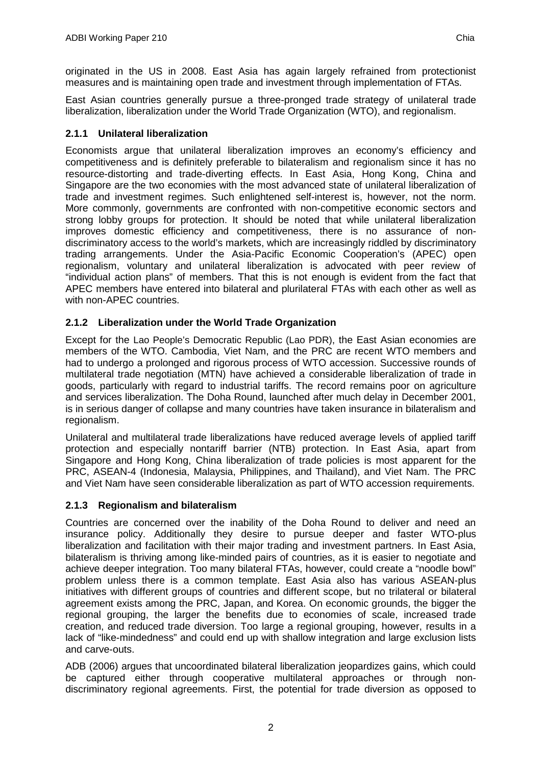originated in the US in 2008. East Asia has again largely refrained from protectionist measures and is maintaining open trade and investment through implementation of FTAs.

East Asian countries generally pursue a three-pronged trade strategy of unilateral trade liberalization, liberalization under the World Trade Organization (WTO), and regionalism.

### 2.1.1 Unilateral liberalization

Economists argue that unilateral liberalization improves an economy's efficiency and competitiveness and is definitely preferable to bilateralism and regionalism since it has no resource-distorting and trade-diverting effects. In East Asia, Hong Kong, China and Singapore are the two economies with the most advanced state of unilateral liberalization of trade and investment regimes. Such enlightened self-interest is, however, not the norm. More commonly, governments are confronted with non-competitive economic sectors and strong lobby groups for protection. It should be noted that while unilateral liberalization improves domestic efficiency and competitiveness, there is no assurance of non-discriminatory access to the world's markets, which are increasingly riddled by discriminatory trading arrangements. Under the Asia-Pacific Economic Cooperation's (APEC) open regionalism, voluntary and unilateral liberalization is advocated with peer review of "individual action plans" of members. That this is not enough is evident from the fact that APEC members have entered into bilateral and plurilateral FTAs with each other as well as with non-APEC countries.

### 2.1.2 Liberalization under the World Trade Organization

Except for the Lao People's Democratic Republic (Lao PDR), the East Asian economies are members of the WTO. Cambodia, Viet Nam, and the PRC are recent WTO members and had to undergo a prolonged and rigorous process of WTO accession. Successive rounds of multilateral trade negotiation (MTN) have achieved a considerable liberalization of trade in goods, particularly with regard to industrial tariffs. The record remains poor on agriculture and services liberalization. The Doha Round, launched after much delay in December 2001, is in serious danger of collapse and many countries have taken insurance in bilateralism and regionalism.

Unilateral and multilateral trade liberalizations have reduced average levels of applied tariff protection and especially nontariff barrier (NTB) protection. In East Asia, apart from Singapore and Hong Kong, China liberalization of trade policies is most apparent for the PRC, ASEAN-4 (Indonesia, Malaysia, Philippines, and Thailand), and Viet Nam. The PRC and Viet Nam have seen considerable liberalization as part of WTO accession requirements.

### 2.1.3 Regionalism and bilateralism

Countries are concerned over the inability of the Doha Round to deliver and need an insurance policy. Additionally they desire to pursue deeper and faster WTO-plus liberalization and facilitation with their major trading and investment partners. In East Asia, bilateralism is thriving among like-minded pairs of countries, as it is easier to negotiate and achieve deeper integration. Too many bilateral FTAs, however, could create a "noodle bowl" problem unless there is a common template. East Asia also has various ASEAN-plus initiatives with different groups of countries and different scope, but no trilateral or bilateral agreement exists among the PRC, Japan, and Korea. On economic grounds, the bigger the regional grouping, the larger the benefits due to economies of scale, increased trade creation, and reduced trade diversion. Too large a regional grouping, however, results in a lack of "like-mindedness" and could end up with shallow integration and large exclusion lists and carve-outs.

ADB (2006) argues that uncoordinated bilateral liberalization jeopardizes gains, which could be captured either through cooperative multilateral approaches or through non-discriminatory regional agreements. First, the potential for trade diversion as opposed to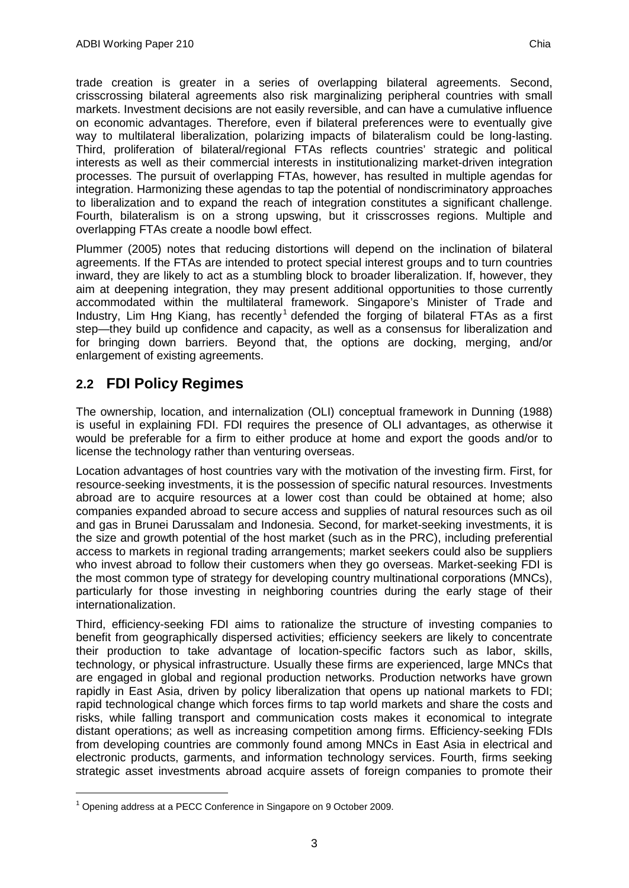trade creation is greater in a series of overlapping bilateral agreements. Second, crisscrossing bilateral agreements also risk marginalizing peripheral countries with small markets. Investment decisions are not easily reversible, and can have a cumulative influence on economic advantages. Therefore, even if bilateral preferences were to eventually give way to multilateral liberalization, polarizing impacts of bilateralism could be long-lasting. Third, proliferation of bilateral/regional FTAs reflects countries' strategic and political interests as well as their commercial interests in institutionalizing market-driven integration processes. The pursuit of overlapping FTAs, however, has resulted in multiple agendas for integration. Harmonizing these agendas to tap the potential of nondiscriminatory approaches to liberalization and to expand the reach of integration constitutes a significant challenge. Fourth, bilateralism is on a strong upswing, but it crisscrosses regions. Multiple and overlapping FTAs create a noodle bowl effect.

Plummer (2005) notes that reducing distortions will depend on the inclination of bilateral agreements. If the FTAs are intended to protect special interest groups and to turn countries inward, they are likely to act as a stumbling block to broader liberalization. If, however, they aim at deepening integration, they may present additional opportunities to those currently accommodated within the multilateral framework. Singapore's Minister of Trade and Industry, Lim Hng Kiang, has recently[1] defended the forging of bilateral FTAs as a first step—they build up confidence and capacity, as well as a consensus for liberalization and for bringing down barriers. Beyond that, the options are docking, merging, and/or enlargement of existing agreements.

## 2.2 FDI Policy Regimes

The ownership, location, and internalization (OLI) conceptual framework in Dunning (1988) is useful in explaining FDI. FDI requires the presence of OLI advantages, as otherwise it would be preferable for a firm to either produce at home and export the goods and/or to license the technology rather than venturing overseas.

Location advantages of host countries vary with the motivation of the investing firm. First, for resource-seeking investments, it is the possession of specific natural resources. Investments abroad are to acquire resources at a lower cost than could be obtained at home; also companies expanded abroad to secure access and supplies of natural resources such as oil and gas in Brunei Darussalam and Indonesia. Second, for market-seeking investments, it is the size and growth potential of the host market (such as in the PRC), including preferential access to markets in regional trading arrangements; market seekers could also be suppliers who invest abroad to follow their customers when they go overseas. Market-seeking FDI is the most common type of strategy for developing country multinational corporations (MNCs), particularly for those investing in neighboring countries during the early stage of their internationalization.

Third, efficiency-seeking FDI aims to rationalize the structure of investing companies to benefit from geographically dispersed activities; efficiency seekers are likely to concentrate their production to take advantage of location-specific factors such as labor, skills, technology, or physical infrastructure. Usually these firms are experienced, large MNCs that are engaged in global and regional production networks. Production networks have grown rapidly in East Asia, driven by policy liberalization that opens up national markets to FDI; rapid technological change which forces firms to tap world markets and share the costs and risks, while falling transport and communication costs makes it economical to integrate distant operations; as well as increasing competition among firms. Efficiency-seeking FDIs from developing countries are commonly found among MNCs in East Asia in electrical and electronic products, garments, and information technology services. Fourth, firms seeking strategic asset investments abroad acquire assets of foreign companies to promote their

---

[1] Opening address at a PECC Conference in Singapore on 9 October 2009.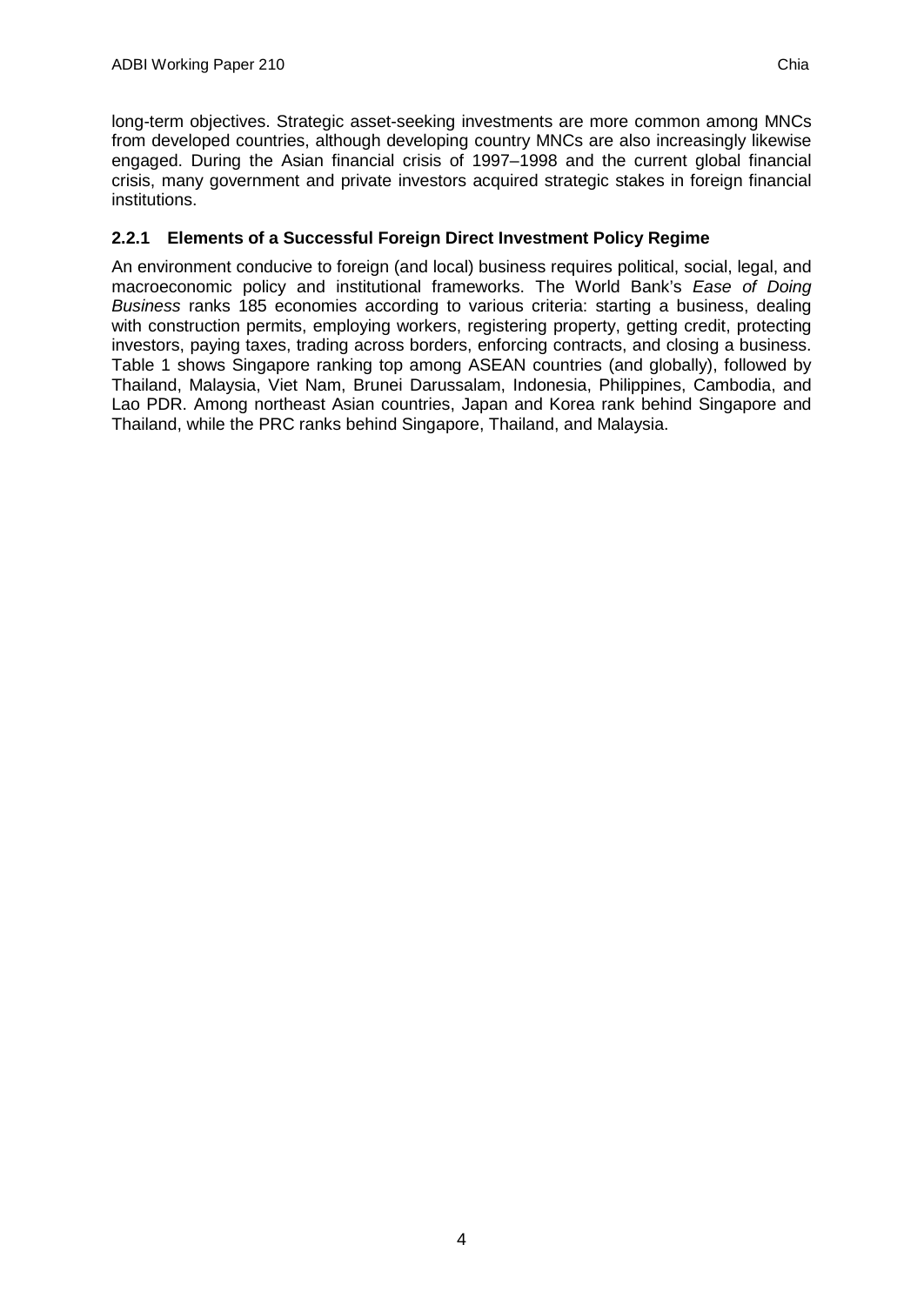long-term objectives. Strategic asset-seeking investments are more common among MNCs from developed countries, although developing country MNCs are also increasingly likewise engaged. During the Asian financial crisis of 1997–1998 and the current global financial crisis, many government and private investors acquired strategic stakes in foreign financial institutions.

### 2.2.1 Elements of a Successful Foreign Direct Investment Policy Regime

An environment conducive to foreign (and local) business requires political, social, legal, and macroeconomic policy and institutional frameworks. The World Bank's *Ease of Doing Business* ranks 185 economies according to various criteria: starting a business, dealing with construction permits, employing workers, registering property, getting credit, protecting investors, paying taxes, trading across borders, enforcing contracts, and closing a business. Table 1 shows Singapore ranking top among ASEAN countries (and globally), followed by Thailand, Malaysia, Viet Nam, Brunei Darussalam, Indonesia, Philippines, Cambodia, and Lao PDR. Among northeast Asian countries, Japan and Korea rank behind Singapore and Thailand, while the PRC ranks behind Singapore, Thailand, and Malaysia.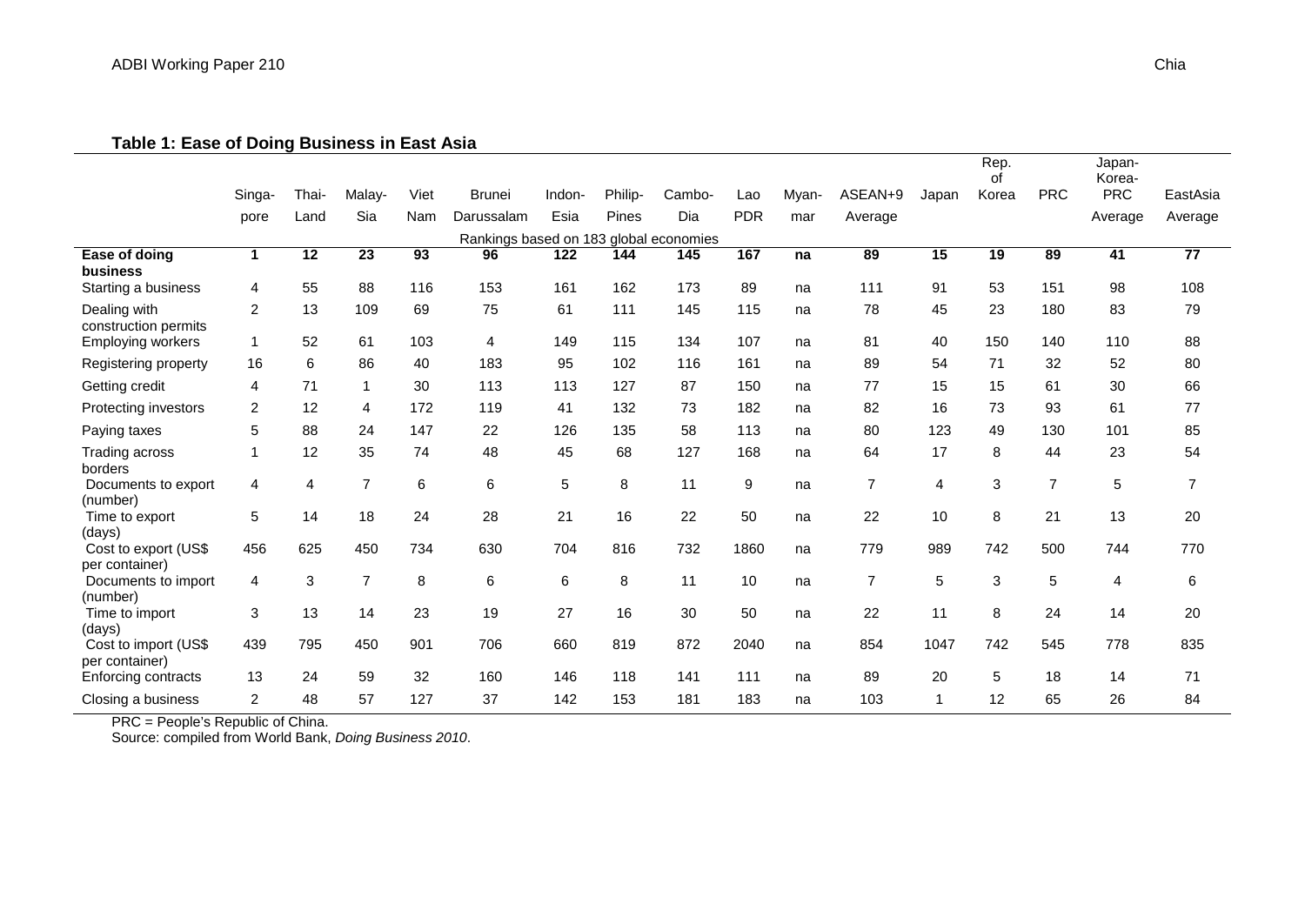**Table 1: Ease of Doing Business in East Asia**

| | Singa-pore | Thai-Land | Malay-Sia | Viet Nam | Brunei Darussalam | Indon-Esia | Philip-Pines | Cambo-Dia | Lao PDR | Myan-mar | ASEAN+9 Average | Japan | Rep. of Korea | PRC | Japan-Korea-PRC Average | EastAsia Average |
|---|---|---|---|---|---|---|---|---|---|---|---|---|---|---|---|---|
| | Rankings based on 183 global economies | | | | | | | | | | | | | | | |
| **Ease of doing business** | **1** | **12** | **23** | **93** | **96** | **122** | **144** | **145** | **167** | **na** | **89** | **15** | **19** | **89** | **41** | **77** |
| Starting a business | 4 | 55 | 88 | 116 | 153 | 161 | 162 | 173 | 89 | na | 111 | 91 | 53 | 151 | 98 | 108 |
| Dealing with construction permits | 2 | 13 | 109 | 69 | 75 | 61 | 111 | 145 | 115 | na | 78 | 45 | 23 | 180 | 83 | 79 |
| Employing workers | 1 | 52 | 61 | 103 | 4 | 149 | 115 | 134 | 107 | na | 81 | 40 | 150 | 140 | 110 | 88 |
| Registering property | 16 | 6 | 86 | 40 | 183 | 95 | 102 | 116 | 161 | na | 89 | 54 | 71 | 32 | 52 | 80 |
| Getting credit | 4 | 71 | 1 | 30 | 113 | 113 | 127 | 87 | 150 | na | 77 | 15 | 15 | 61 | 30 | 66 |
| Protecting investors | 2 | 12 | 4 | 172 | 119 | 41 | 132 | 73 | 182 | na | 82 | 16 | 73 | 93 | 61 | 77 |
| Paying taxes | 5 | 88 | 24 | 147 | 22 | 126 | 135 | 58 | 113 | na | 80 | 123 | 49 | 130 | 101 | 85 |
| Trading across borders | 1 | 12 | 35 | 74 | 48 | 45 | 68 | 127 | 168 | na | 64 | 17 | 8 | 44 | 23 | 54 |
| Documents to export (number) | 4 | 4 | 7 | 6 | 6 | 5 | 8 | 11 | 9 | na | 7 | 4 | 3 | 7 | 5 | 7 |
| Time to export (days) | 5 | 14 | 18 | 24 | 28 | 21 | 16 | 22 | 50 | na | 22 | 10 | 8 | 21 | 13 | 20 |
| Cost to export (US$ per container) | 456 | 625 | 450 | 734 | 630 | 704 | 816 | 732 | 1860 | na | 779 | 989 | 742 | 500 | 744 | 770 |
| Documents to import (number) | 4 | 3 | 7 | 8 | 6 | 6 | 8 | 11 | 10 | na | 7 | 5 | 3 | 5 | 4 | 6 |
| Time to import (days) | 3 | 13 | 14 | 23 | 19 | 27 | 16 | 30 | 50 | na | 22 | 11 | 8 | 24 | 14 | 20 |
| Cost to import (US$ per container) | 439 | 795 | 450 | 901 | 706 | 660 | 819 | 872 | 2040 | na | 854 | 1047 | 742 | 545 | 778 | 835 |
| Enforcing contracts | 13 | 24 | 59 | 32 | 160 | 146 | 118 | 141 | 111 | na | 89 | 20 | 5 | 18 | 14 | 71 |
| Closing a business | 2 | 48 | 57 | 127 | 37 | 142 | 153 | 181 | 183 | na | 103 | 1 | 12 | 65 | 26 | 84 |

PRC = People's Republic of China.

Source: compiled from World Bank, *Doing Business 2010*.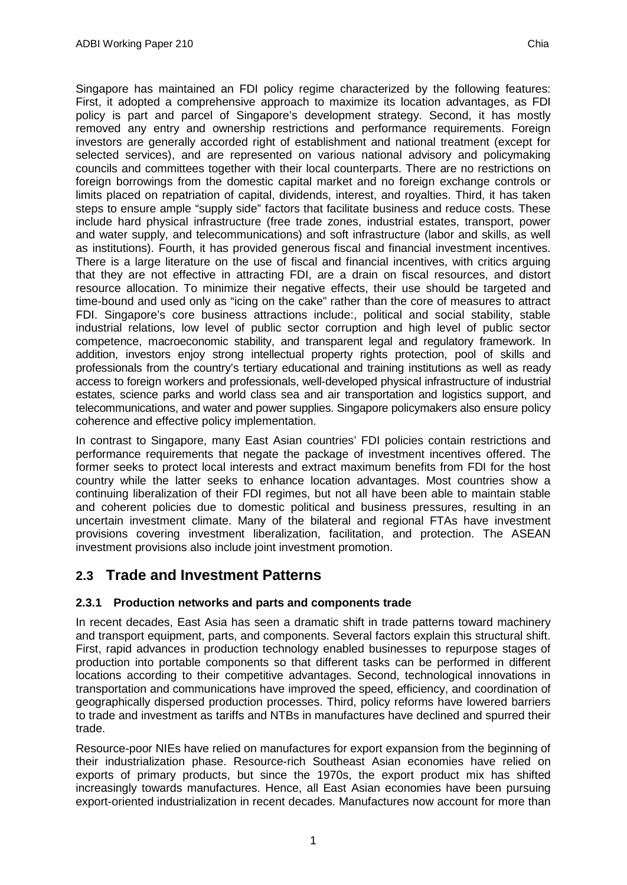Singapore has maintained an FDI policy regime characterized by the following features: First, it adopted a comprehensive approach to maximize its location advantages, as FDI policy is part and parcel of Singapore's development strategy. Second, it has mostly removed any entry and ownership restrictions and performance requirements. Foreign investors are generally accorded right of establishment and national treatment (except for selected services), and are represented on various national advisory and policymaking councils and committees together with their local counterparts. There are no restrictions on foreign borrowings from the domestic capital market and no foreign exchange controls or limits placed on repatriation of capital, dividends, interest, and royalties. Third, it has taken steps to ensure ample "supply side" factors that facilitate business and reduce costs. These include hard physical infrastructure (free trade zones, industrial estates, transport, power and water supply, and telecommunications) and soft infrastructure (labor and skills, as well as institutions). Fourth, it has provided generous fiscal and financial investment incentives. There is a large literature on the use of fiscal and financial incentives, with critics arguing that they are not effective in attracting FDI, are a drain on fiscal resources, and distort resource allocation. To minimize their negative effects, their use should be targeted and time-bound and used only as "icing on the cake" rather than the core of measures to attract FDI. Singapore's core business attractions include:, political and social stability, stable industrial relations, low level of public sector corruption and high level of public sector competence, macroeconomic stability, and transparent legal and regulatory framework. In addition, investors enjoy strong intellectual property rights protection, pool of skills and professionals from the country's tertiary educational and training institutions as well as ready access to foreign workers and professionals, well-developed physical infrastructure of industrial estates, science parks and world class sea and air transportation and logistics support, and telecommunications, and water and power supplies. Singapore policymakers also ensure policy coherence and effective policy implementation.

In contrast to Singapore, many East Asian countries' FDI policies contain restrictions and performance requirements that negate the package of investment incentives offered. The former seeks to protect local interests and extract maximum benefits from FDI for the host country while the latter seeks to enhance location advantages. Most countries show a continuing liberalization of their FDI regimes, but not all have been able to maintain stable and coherent policies due to domestic political and business pressures, resulting in an uncertain investment climate. Many of the bilateral and regional FTAs have investment provisions covering investment liberalization, facilitation, and protection. The ASEAN investment provisions also include joint investment promotion.

## 2.3 Trade and Investment Patterns

### 2.3.1 Production networks and parts and components trade

In recent decades, East Asia has seen a dramatic shift in trade patterns toward machinery and transport equipment, parts, and components. Several factors explain this structural shift. First, rapid advances in production technology enabled businesses to repurpose stages of production into portable components so that different tasks can be performed in different locations according to their competitive advantages. Second, technological innovations in transportation and communications have improved the speed, efficiency, and coordination of geographically dispersed production processes. Third, policy reforms have lowered barriers to trade and investment as tariffs and NTBs in manufactures have declined and spurred their trade.

Resource-poor NIEs have relied on manufactures for export expansion from the beginning of their industrialization phase. Resource-rich Southeast Asian economies have relied on exports of primary products, but since the 1970s, the export product mix has shifted increasingly towards manufactures. Hence, all East Asian economies have been pursuing export-oriented industrialization in recent decades. Manufactures now account for more than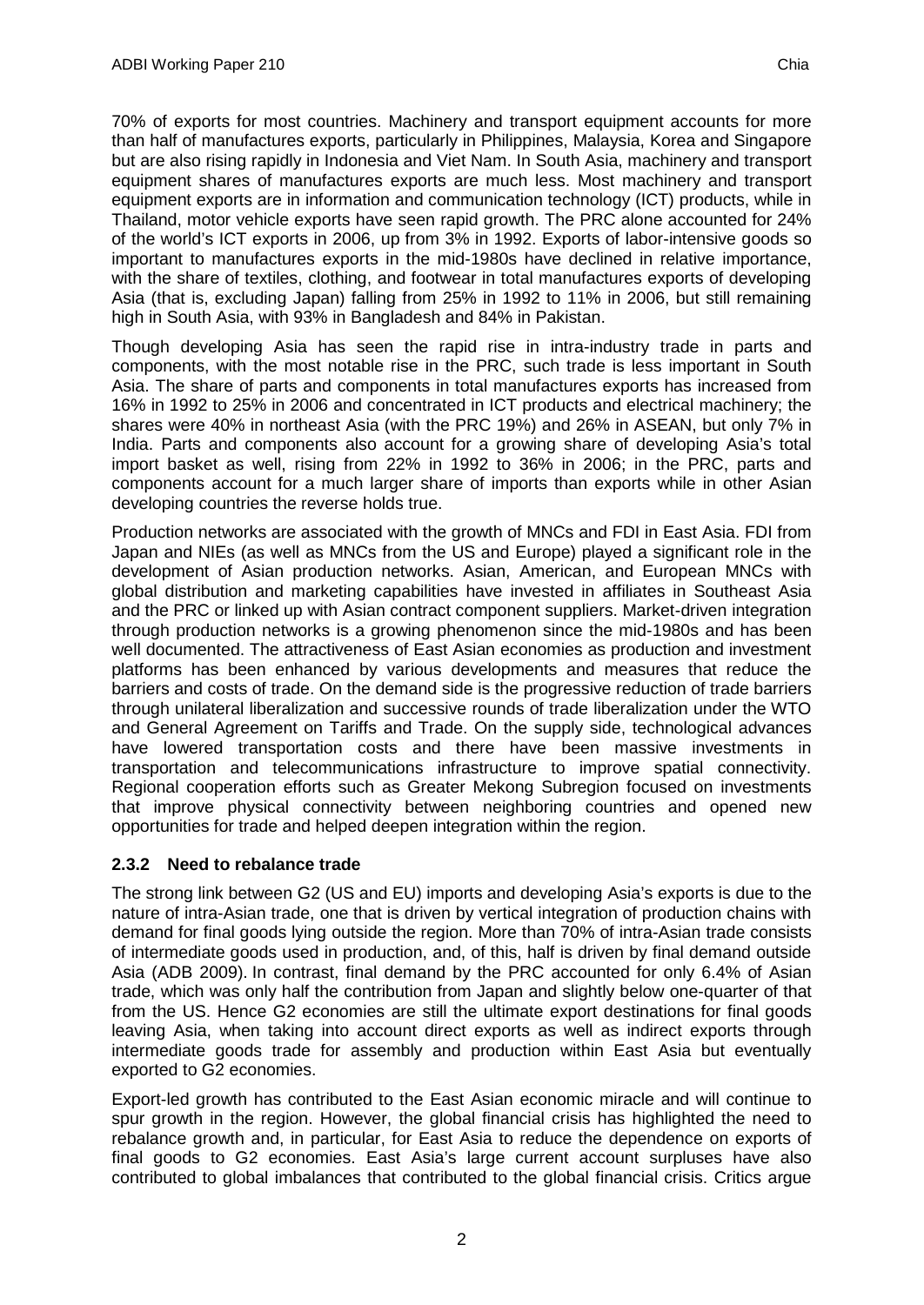70% of exports for most countries. Machinery and transport equipment accounts for more than half of manufactures exports, particularly in Philippines, Malaysia, Korea and Singapore but are also rising rapidly in Indonesia and Viet Nam. In South Asia, machinery and transport equipment shares of manufactures exports are much less. Most machinery and transport equipment exports are in information and communication technology (ICT) products, while in Thailand, motor vehicle exports have seen rapid growth. The PRC alone accounted for 24% of the world's ICT exports in 2006, up from 3% in 1992. Exports of labor-intensive goods so important to manufactures exports in the mid-1980s have declined in relative importance, with the share of textiles, clothing, and footwear in total manufactures exports of developing Asia (that is, excluding Japan) falling from 25% in 1992 to 11% in 2006, but still remaining high in South Asia, with 93% in Bangladesh and 84% in Pakistan.

Though developing Asia has seen the rapid rise in intra-industry trade in parts and components, with the most notable rise in the PRC, such trade is less important in South Asia. The share of parts and components in total manufactures exports has increased from 16% in 1992 to 25% in 2006 and concentrated in ICT products and electrical machinery; the shares were 40% in northeast Asia (with the PRC 19%) and 26% in ASEAN, but only 7% in India. Parts and components also account for a growing share of developing Asia's total import basket as well, rising from 22% in 1992 to 36% in 2006; in the PRC, parts and components account for a much larger share of imports than exports while in other Asian developing countries the reverse holds true.

Production networks are associated with the growth of MNCs and FDI in East Asia. FDI from Japan and NIEs (as well as MNCs from the US and Europe) played a significant role in the development of Asian production networks. Asian, American, and European MNCs with global distribution and marketing capabilities have invested in affiliates in Southeast Asia and the PRC or linked up with Asian contract component suppliers. Market-driven integration through production networks is a growing phenomenon since the mid-1980s and has been well documented. The attractiveness of East Asian economies as production and investment platforms has been enhanced by various developments and measures that reduce the barriers and costs of trade. On the demand side is the progressive reduction of trade barriers through unilateral liberalization and successive rounds of trade liberalization under the WTO and General Agreement on Tariffs and Trade. On the supply side, technological advances have lowered transportation costs and there have been massive investments in transportation and telecommunications infrastructure to improve spatial connectivity. Regional cooperation efforts such as Greater Mekong Subregion focused on investments that improve physical connectivity between neighboring countries and opened new opportunities for trade and helped deepen integration within the region.

### 2.3.2 Need to rebalance trade

The strong link between G2 (US and EU) imports and developing Asia's exports is due to the nature of intra-Asian trade, one that is driven by vertical integration of production chains with demand for final goods lying outside the region. More than 70% of intra-Asian trade consists of intermediate goods used in production, and, of this, half is driven by final demand outside Asia (ADB 2009). In contrast, final demand by the PRC accounted for only 6.4% of Asian trade, which was only half the contribution from Japan and slightly below one-quarter of that from the US. Hence G2 economies are still the ultimate export destinations for final goods leaving Asia, when taking into account direct exports as well as indirect exports through intermediate goods trade for assembly and production within East Asia but eventually exported to G2 economies.

Export-led growth has contributed to the East Asian economic miracle and will continue to spur growth in the region. However, the global financial crisis has highlighted the need to rebalance growth and, in particular, for East Asia to reduce the dependence on exports of final goods to G2 economies. East Asia's large current account surpluses have also contributed to global imbalances that contributed to the global financial crisis. Critics argue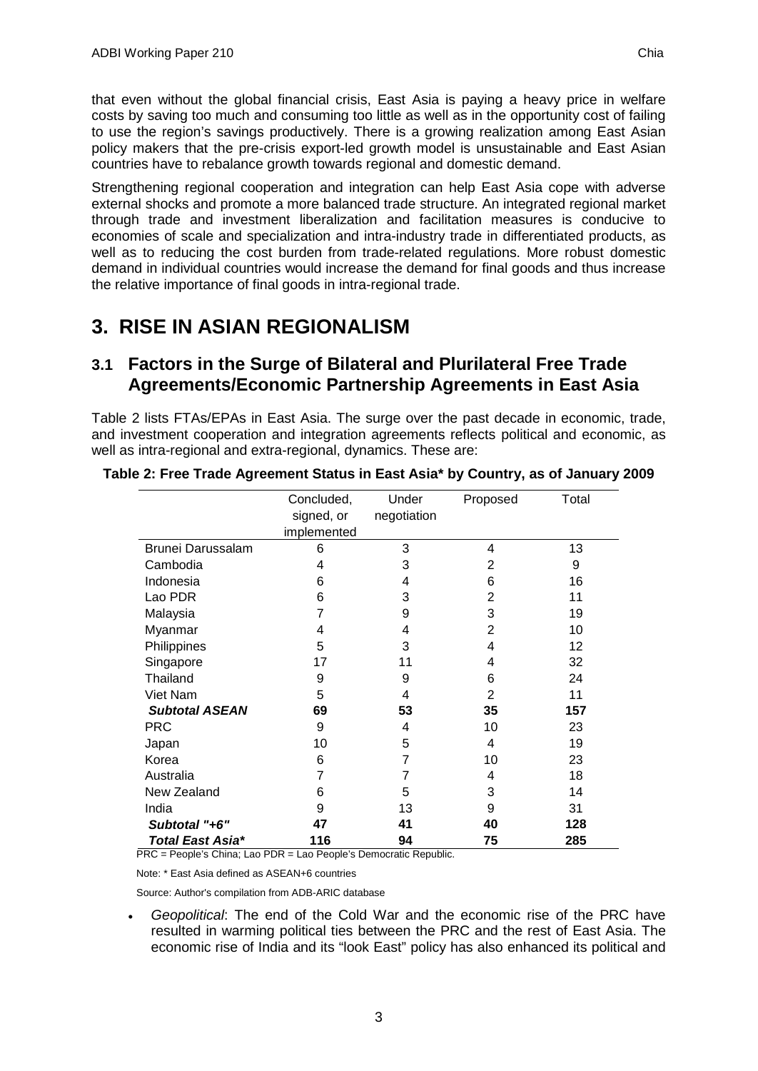that even without the global financial crisis, East Asia is paying a heavy price in welfare costs by saving too much and consuming too little as well as in the opportunity cost of failing to use the region's savings productively. There is a growing realization among East Asian policy makers that the pre-crisis export-led growth model is unsustainable and East Asian countries have to rebalance growth towards regional and domestic demand.

Strengthening regional cooperation and integration can help East Asia cope with adverse external shocks and promote a more balanced trade structure. An integrated regional market through trade and investment liberalization and facilitation measures is conducive to economies of scale and specialization and intra-industry trade in differentiated products, as well as to reducing the cost burden from trade-related regulations. More robust domestic demand in individual countries would increase the demand for final goods and thus increase the relative importance of final goods in intra-regional trade.

# 3. RISE IN ASIAN REGIONALISM

## 3.1 Factors in the Surge of Bilateral and Plurilateral Free Trade Agreements/Economic Partnership Agreements in East Asia

Table 2 lists FTAs/EPAs in East Asia. The surge over the past decade in economic, trade, and investment cooperation and integration agreements reflects political and economic, as well as intra-regional and extra-regional, dynamics. These are:

**Table 2: Free Trade Agreement Status in East Asia* by Country, as of January 2009**

| | Concluded, signed, or implemented | Under negotiation | Proposed | Total |
|---|---|---|---|---|
| Brunei Darussalam | 6 | 3 | 4 | 13 |
| Cambodia | 4 | 3 | 2 | 9 |
| Indonesia | 6 | 4 | 6 | 16 |
| Lao PDR | 6 | 3 | 2 | 11 |
| Malaysia | 7 | 9 | 3 | 19 |
| Myanmar | 4 | 4 | 2 | 10 |
| Philippines | 5 | 3 | 4 | 12 |
| Singapore | 17 | 11 | 4 | 32 |
| Thailand | 9 | 9 | 6 | 24 |
| Viet Nam | 5 | 4 | 2 | 11 |
| ***Subtotal ASEAN*** | **69** | **53** | **35** | **157** |
| PRC | 9 | 4 | 10 | 23 |
| Japan | 10 | 5 | 4 | 19 |
| Korea | 6 | 7 | 10 | 23 |
| Australia | 7 | 7 | 4 | 18 |
| New Zealand | 6 | 5 | 3 | 14 |
| India | 9 | 13 | 9 | 31 |
| ***Subtotal "+6"*** | **47** | **41** | **40** | **128** |
| ***Total East Asia**** | **116** | **94** | **75** | **285** |

PRC = People's China; Lao PDR = Lao People's Democratic Republic.

Note: * East Asia defined as ASEAN+6 countries

Source: Author's compilation from ADB-ARIC database

- *Geopolitical*: The end of the Cold War and the economic rise of the PRC have resulted in warming political ties between the PRC and the rest of East Asia. The economic rise of India and its "look East" policy has also enhanced its political and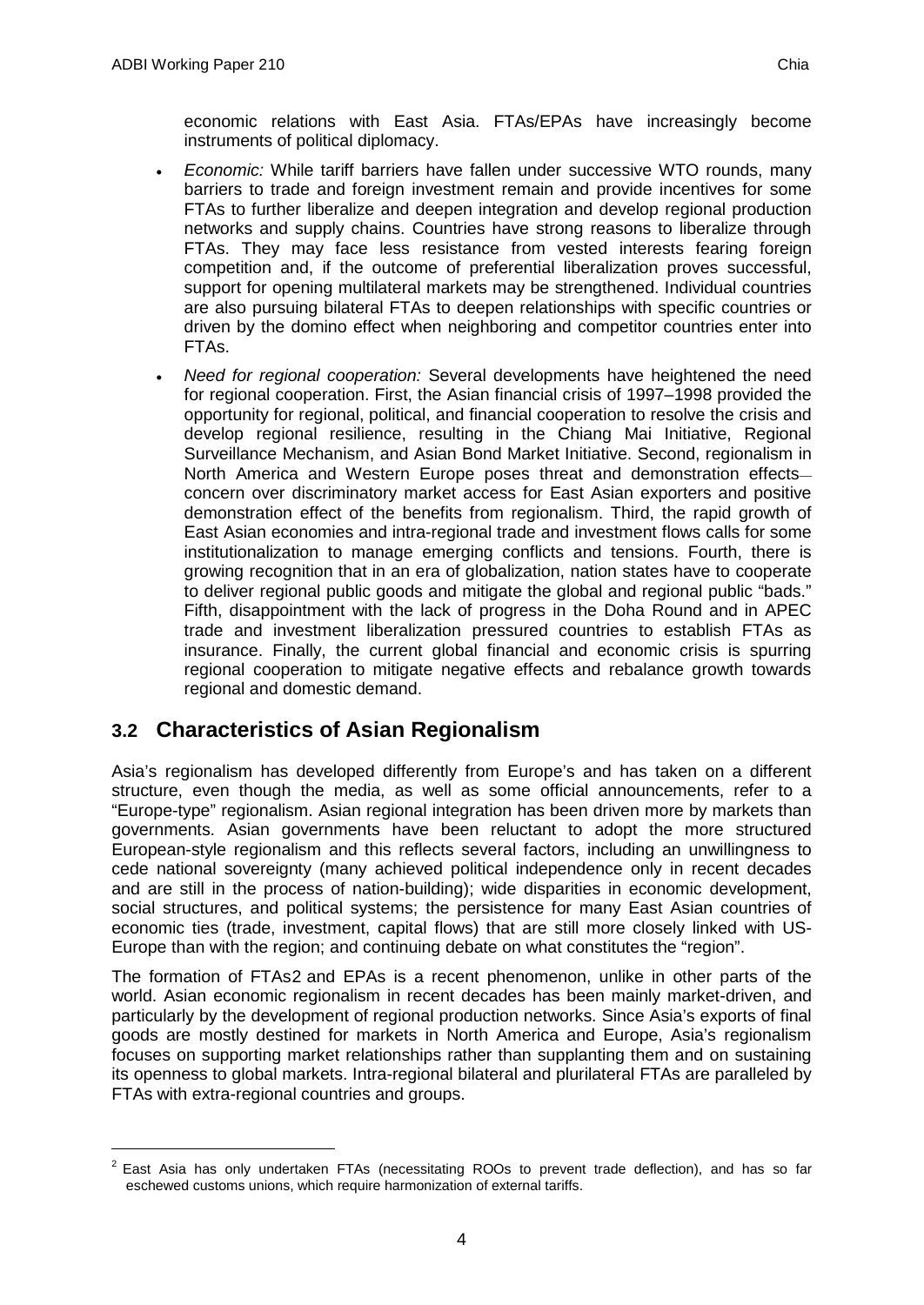economic relations with East Asia. FTAs/EPAs have increasingly become instruments of political diplomacy.

- *Economic:* While tariff barriers have fallen under successive WTO rounds, many barriers to trade and foreign investment remain and provide incentives for some FTAs to further liberalize and deepen integration and develop regional production networks and supply chains. Countries have strong reasons to liberalize through FTAs. They may face less resistance from vested interests fearing foreign competition and, if the outcome of preferential liberalization proves successful, support for opening multilateral markets may be strengthened. Individual countries are also pursuing bilateral FTAs to deepen relationships with specific countries or driven by the domino effect when neighboring and competitor countries enter into FTAs.
- *Need for regional cooperation:* Several developments have heightened the need for regional cooperation. First, the Asian financial crisis of 1997–1998 provided the opportunity for regional, political, and financial cooperation to resolve the crisis and develop regional resilience, resulting in the Chiang Mai Initiative, Regional Surveillance Mechanism, and Asian Bond Market Initiative. Second, regionalism in North America and Western Europe poses threat and demonstration effects—concern over discriminatory market access for East Asian exporters and positive demonstration effect of the benefits from regionalism. Third, the rapid growth of East Asian economies and intra-regional trade and investment flows calls for some institutionalization to manage emerging conflicts and tensions. Fourth, there is growing recognition that in an era of globalization, nation states have to cooperate to deliver regional public goods and mitigate the global and regional public "bads." Fifth, disappointment with the lack of progress in the Doha Round and in APEC trade and investment liberalization pressured countries to establish FTAs as insurance. Finally, the current global financial and economic crisis is spurring regional cooperation to mitigate negative effects and rebalance growth towards regional and domestic demand.

## 3.2 Characteristics of Asian Regionalism

Asia's regionalism has developed differently from Europe's and has taken on a different structure, even though the media, as well as some official announcements, refer to a "Europe-type" regionalism. Asian regional integration has been driven more by markets than governments. Asian governments have been reluctant to adopt the more structured European-style regionalism and this reflects several factors, including an unwillingness to cede national sovereignty (many achieved political independence only in recent decades and are still in the process of nation-building); wide disparities in economic development, social structures, and political systems; the persistence for many East Asian countries of economic ties (trade, investment, capital flows) that are still more closely linked with US-Europe than with the region; and continuing debate on what constitutes the "region".

The formation of FTAs[2] and EPAs is a recent phenomenon, unlike in other parts of the world. Asian economic regionalism in recent decades has been mainly market-driven, and particularly by the development of regional production networks. Since Asia's exports of final goods are mostly destined for markets in North America and Europe, Asia's regionalism focuses on supporting market relationships rather than supplanting them and on sustaining its openness to global markets. Intra-regional bilateral and plurilateral FTAs are paralleled by FTAs with extra-regional countries and groups.

[2] East Asia has only undertaken FTAs (necessitating ROOs to prevent trade deflection), and has so far eschewed customs unions, which require harmonization of external tariffs.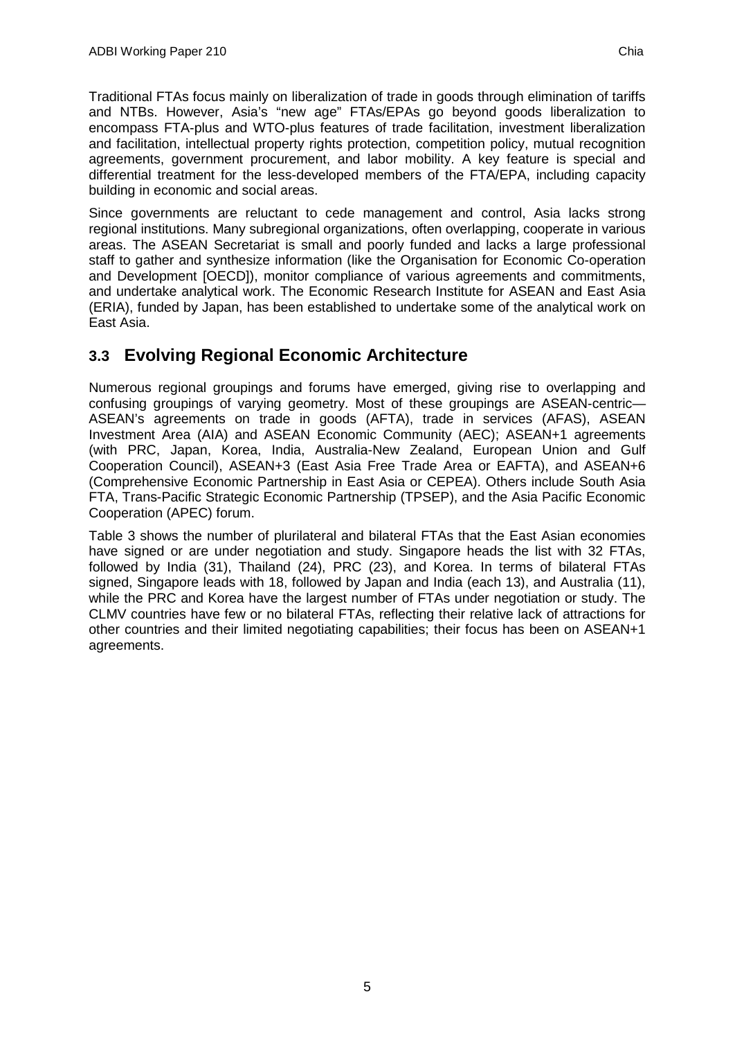Traditional FTAs focus mainly on liberalization of trade in goods through elimination of tariffs and NTBs. However, Asia's "new age" FTAs/EPAs go beyond goods liberalization to encompass FTA-plus and WTO-plus features of trade facilitation, investment liberalization and facilitation, intellectual property rights protection, competition policy, mutual recognition agreements, government procurement, and labor mobility. A key feature is special and differential treatment for the less-developed members of the FTA/EPA, including capacity building in economic and social areas.

Since governments are reluctant to cede management and control, Asia lacks strong regional institutions. Many subregional organizations, often overlapping, cooperate in various areas. The ASEAN Secretariat is small and poorly funded and lacks a large professional staff to gather and synthesize information (like the Organisation for Economic Co-operation and Development [OECD]), monitor compliance of various agreements and commitments, and undertake analytical work. The Economic Research Institute for ASEAN and East Asia (ERIA), funded by Japan, has been established to undertake some of the analytical work on East Asia.

## 3.3 Evolving Regional Economic Architecture

Numerous regional groupings and forums have emerged, giving rise to overlapping and confusing groupings of varying geometry. Most of these groupings are ASEAN-centric—ASEAN's agreements on trade in goods (AFTA), trade in services (AFAS), ASEAN Investment Area (AIA) and ASEAN Economic Community (AEC); ASEAN+1 agreements (with PRC, Japan, Korea, India, Australia-New Zealand, European Union and Gulf Cooperation Council), ASEAN+3 (East Asia Free Trade Area or EAFTA), and ASEAN+6 (Comprehensive Economic Partnership in East Asia or CEPEA). Others include South Asia FTA, Trans-Pacific Strategic Economic Partnership (TPSEP), and the Asia Pacific Economic Cooperation (APEC) forum.

Table 3 shows the number of plurilateral and bilateral FTAs that the East Asian economies have signed or are under negotiation and study. Singapore heads the list with 32 FTAs, followed by India (31), Thailand (24), PRC (23), and Korea. In terms of bilateral FTAs signed, Singapore leads with 18, followed by Japan and India (each 13), and Australia (11), while the PRC and Korea have the largest number of FTAs under negotiation or study. The CLMV countries have few or no bilateral FTAs, reflecting their relative lack of attractions for other countries and their limited negotiating capabilities; their focus has been on ASEAN+1 agreements.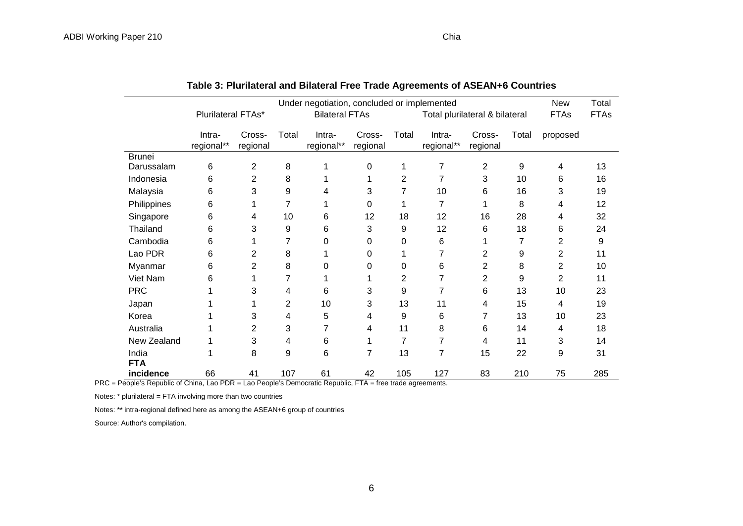**Table 3: Plurilateral and Bilateral Free Trade Agreements of ASEAN+6 Countries**

| | Under negotiation, concluded or implemented | | | | | | | | | New FTAs | Total FTAs |
|---|---|---|---|---|---|---|---|---|---|---|---|
| | Plurilateral FTAs* | | | Bilateral FTAs | | | Total plurilateral & bilateral | | | | |
| | Intra-regional** | Cross-regional | Total | Intra-regional** | Cross-regional | Total | Intra-regional** | Cross-regional | Total | proposed | |
| Brunei Darussalam | 6 | 2 | 8 | 1 | 0 | 1 | 7 | 2 | 9 | 4 | 13 |
| Indonesia | 6 | 2 | 8 | 1 | 1 | 2 | 7 | 3 | 10 | 6 | 16 |
| Malaysia | 6 | 3 | 9 | 4 | 3 | 7 | 10 | 6 | 16 | 3 | 19 |
| Philippines | 6 | 1 | 7 | 1 | 0 | 1 | 7 | 1 | 8 | 4 | 12 |
| Singapore | 6 | 4 | 10 | 6 | 12 | 18 | 12 | 16 | 28 | 4 | 32 |
| Thailand | 6 | 3 | 9 | 6 | 3 | 9 | 12 | 6 | 18 | 6 | 24 |
| Cambodia | 6 | 1 | 7 | 0 | 0 | 0 | 6 | 1 | 7 | 2 | 9 |
| Lao PDR | 6 | 2 | 8 | 1 | 0 | 1 | 7 | 2 | 9 | 2 | 11 |
| Myanmar | 6 | 2 | 8 | 0 | 0 | 0 | 6 | 2 | 8 | 2 | 10 |
| Viet Nam | 6 | 1 | 7 | 1 | 1 | 2 | 7 | 2 | 9 | 2 | 11 |
| PRC | 1 | 3 | 4 | 6 | 3 | 9 | 7 | 6 | 13 | 10 | 23 |
| Japan | 1 | 1 | 2 | 10 | 3 | 13 | 11 | 4 | 15 | 4 | 19 |
| Korea | 1 | 3 | 4 | 5 | 4 | 9 | 6 | 7 | 13 | 10 | 23 |
| Australia | 1 | 2 | 3 | 7 | 4 | 11 | 8 | 6 | 14 | 4 | 18 |
| New Zealand | 1 | 3 | 4 | 6 | 1 | 7 | 7 | 4 | 11 | 3 | 14 |
| India | 1 | 8 | 9 | 6 | 7 | 13 | 7 | 15 | 22 | 9 | 31 |
| **FTA incidence** | 66 | 41 | 107 | 61 | 42 | 105 | 127 | 83 | 210 | 75 | 285 |

PRC = People's Republic of China, Lao PDR = Lao People's Democratic Republic, FTA = free trade agreements.

Notes: * plurilateral = FTA involving more than two countries

Notes: ** intra-regional defined here as among the ASEAN+6 group of countries

Source: Author's compilation.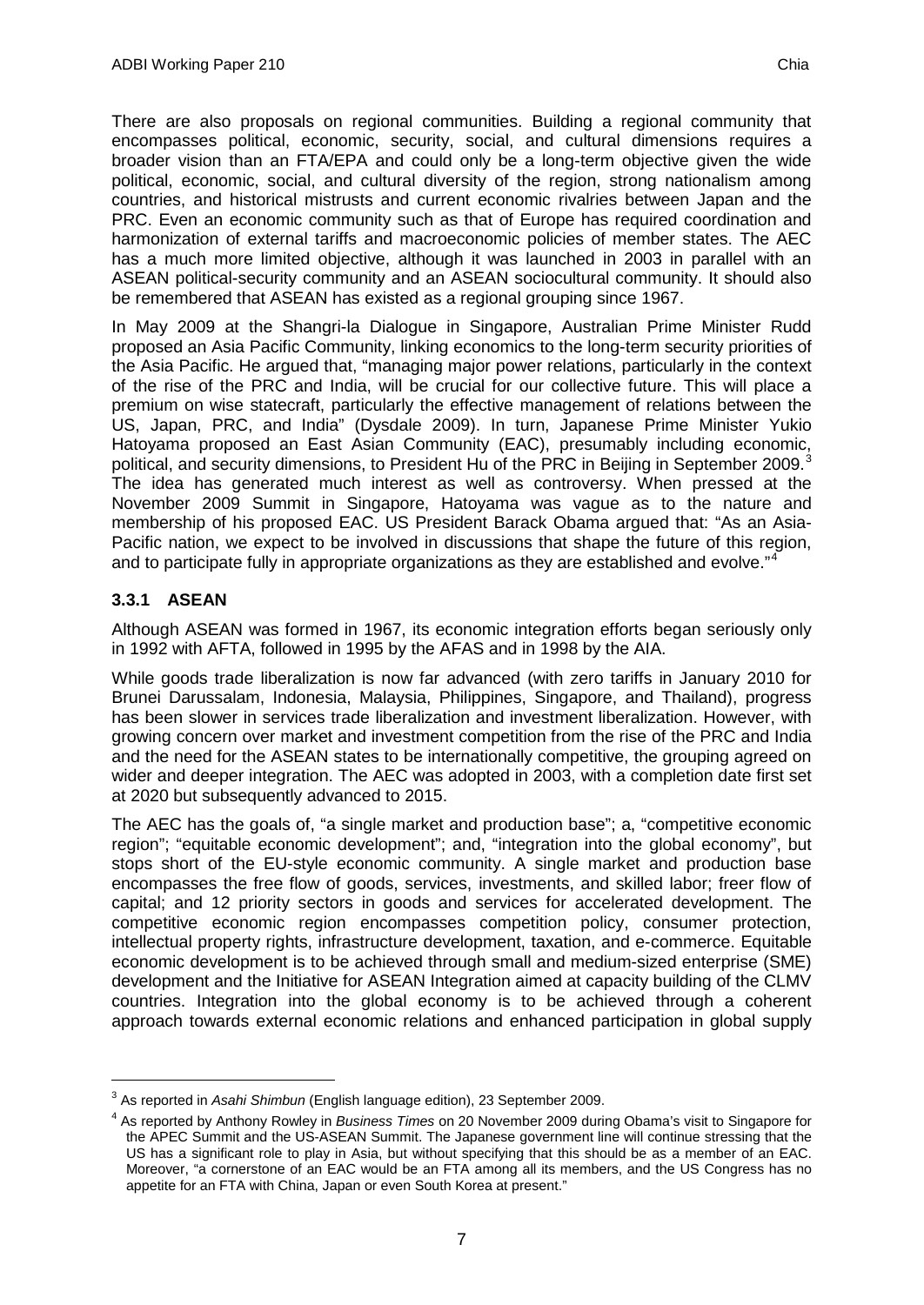There are also proposals on regional communities. Building a regional community that encompasses political, economic, security, social, and cultural dimensions requires a broader vision than an FTA/EPA and could only be a long-term objective given the wide political, economic, social, and cultural diversity of the region, strong nationalism among countries, and historical mistrusts and current economic rivalries between Japan and the PRC. Even an economic community such as that of Europe has required coordination and harmonization of external tariffs and macroeconomic policies of member states. The AEC has a much more limited objective, although it was launched in 2003 in parallel with an ASEAN political-security community and an ASEAN sociocultural community. It should also be remembered that ASEAN has existed as a regional grouping since 1967.

In May 2009 at the Shangri-la Dialogue in Singapore, Australian Prime Minister Rudd proposed an Asia Pacific Community, linking economics to the long-term security priorities of the Asia Pacific. He argued that, "managing major power relations, particularly in the context of the rise of the PRC and India, will be crucial for our collective future. This will place a premium on wise statecraft, particularly the effective management of relations between the US, Japan, PRC, and India" (Dysdale 2009). In turn, Japanese Prime Minister Yukio Hatoyama proposed an East Asian Community (EAC), presumably including economic, political, and security dimensions, to President Hu of the PRC in Beijing in September 2009.[3] The idea has generated much interest as well as controversy. When pressed at the November 2009 Summit in Singapore, Hatoyama was vague as to the nature and membership of his proposed EAC. US President Barack Obama argued that: "As an Asia-Pacific nation, we expect to be involved in discussions that shape the future of this region, and to participate fully in appropriate organizations as they are established and evolve."[4]

### 3.3.1 ASEAN

Although ASEAN was formed in 1967, its economic integration efforts began seriously only in 1992 with AFTA, followed in 1995 by the AFAS and in 1998 by the AIA.

While goods trade liberalization is now far advanced (with zero tariffs in January 2010 for Brunei Darussalam, Indonesia, Malaysia, Philippines, Singapore, and Thailand), progress has been slower in services trade liberalization and investment liberalization. However, with growing concern over market and investment competition from the rise of the PRC and India and the need for the ASEAN states to be internationally competitive, the grouping agreed on wider and deeper integration. The AEC was adopted in 2003, with a completion date first set at 2020 but subsequently advanced to 2015.

The AEC has the goals of, "a single market and production base"; a, "competitive economic region"; "equitable economic development"; and, "integration into the global economy", but stops short of the EU-style economic community. A single market and production base encompasses the free flow of goods, services, investments, and skilled labor; freer flow of capital; and 12 priority sectors in goods and services for accelerated development. The competitive economic region encompasses competition policy, consumer protection, intellectual property rights, infrastructure development, taxation, and e-commerce. Equitable economic development is to be achieved through small and medium-sized enterprise (SME) development and the Initiative for ASEAN Integration aimed at capacity building of the CLMV countries. Integration into the global economy is to be achieved through a coherent approach towards external economic relations and enhanced participation in global supply

---

[3] As reported in *Asahi Shimbun* (English language edition), 23 September 2009.

[4] As reported by Anthony Rowley in *Business Times* on 20 November 2009 during Obama's visit to Singapore for the APEC Summit and the US-ASEAN Summit. The Japanese government line will continue stressing that the US has a significant role to play in Asia, but without specifying that this should be as a member of an EAC. Moreover, "a cornerstone of an EAC would be an FTA among all its members, and the US Congress has no appetite for an FTA with China, Japan or even South Korea at present."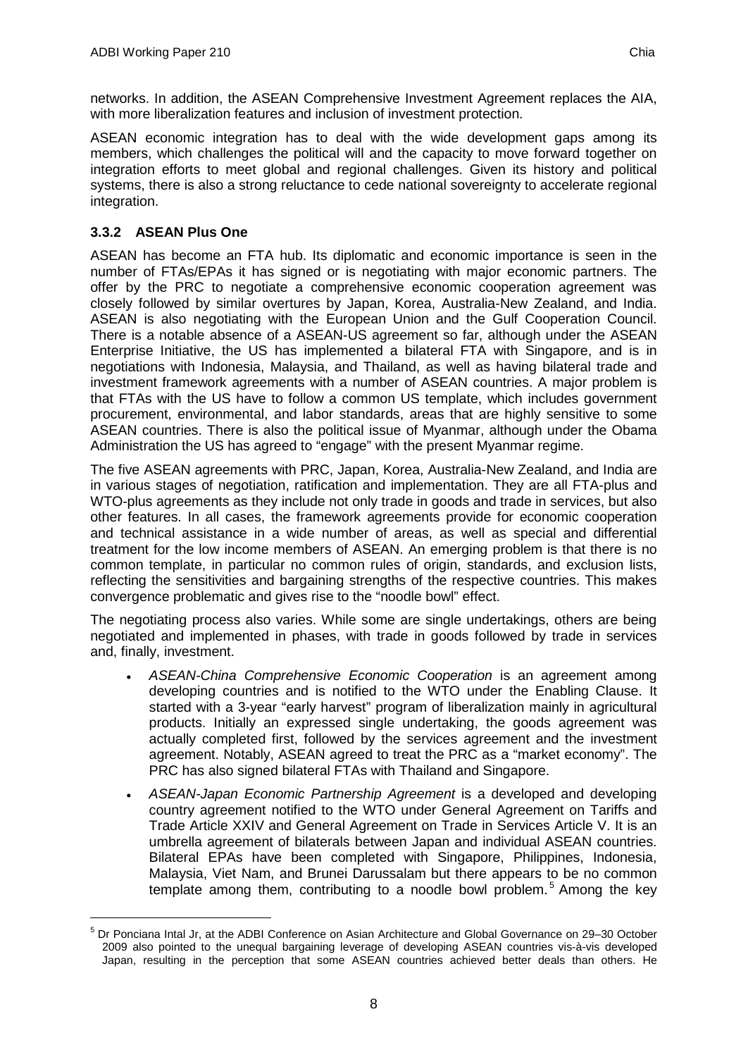networks. In addition, the ASEAN Comprehensive Investment Agreement replaces the AIA, with more liberalization features and inclusion of investment protection.

ASEAN economic integration has to deal with the wide development gaps among its members, which challenges the political will and the capacity to move forward together on integration efforts to meet global and regional challenges. Given its history and political systems, there is also a strong reluctance to cede national sovereignty to accelerate regional integration.

### 3.3.2 ASEAN Plus One

ASEAN has become an FTA hub. Its diplomatic and economic importance is seen in the number of FTAs/EPAs it has signed or is negotiating with major economic partners. The offer by the PRC to negotiate a comprehensive economic cooperation agreement was closely followed by similar overtures by Japan, Korea, Australia-New Zealand, and India. ASEAN is also negotiating with the European Union and the Gulf Cooperation Council. There is a notable absence of a ASEAN-US agreement so far, although under the ASEAN Enterprise Initiative, the US has implemented a bilateral FTA with Singapore, and is in negotiations with Indonesia, Malaysia, and Thailand, as well as having bilateral trade and investment framework agreements with a number of ASEAN countries. A major problem is that FTAs with the US have to follow a common US template, which includes government procurement, environmental, and labor standards, areas that are highly sensitive to some ASEAN countries. There is also the political issue of Myanmar, although under the Obama Administration the US has agreed to "engage" with the present Myanmar regime.

The five ASEAN agreements with PRC, Japan, Korea, Australia-New Zealand, and India are in various stages of negotiation, ratification and implementation. They are all FTA-plus and WTO-plus agreements as they include not only trade in goods and trade in services, but also other features. In all cases, the framework agreements provide for economic cooperation and technical assistance in a wide number of areas, as well as special and differential treatment for the low income members of ASEAN. An emerging problem is that there is no common template, in particular no common rules of origin, standards, and exclusion lists, reflecting the sensitivities and bargaining strengths of the respective countries. This makes convergence problematic and gives rise to the "noodle bowl" effect.

The negotiating process also varies. While some are single undertakings, others are being negotiated and implemented in phases, with trade in goods followed by trade in services and, finally, investment.

- *ASEAN-China Comprehensive Economic Cooperation* is an agreement among developing countries and is notified to the WTO under the Enabling Clause. It started with a 3-year "early harvest" program of liberalization mainly in agricultural products. Initially an expressed single undertaking, the goods agreement was actually completed first, followed by the services agreement and the investment agreement. Notably, ASEAN agreed to treat the PRC as a "market economy". The PRC has also signed bilateral FTAs with Thailand and Singapore.
- *ASEAN-Japan Economic Partnership Agreement* is a developed and developing country agreement notified to the WTO under General Agreement on Tariffs and Trade Article XXIV and General Agreement on Trade in Services Article V. It is an umbrella agreement of bilaterals between Japan and individual ASEAN countries. Bilateral EPAs have been completed with Singapore, Philippines, Indonesia, Malaysia, Viet Nam, and Brunei Darussalam but there appears to be no common template among them, contributing to a noodle bowl problem.[5] Among the key

[5] Dr Ponciana Intal Jr, at the ADBI Conference on Asian Architecture and Global Governance on 29–30 October 2009 also pointed to the unequal bargaining leverage of developing ASEAN countries vis-à-vis developed Japan, resulting in the perception that some ASEAN countries achieved better deals than others. He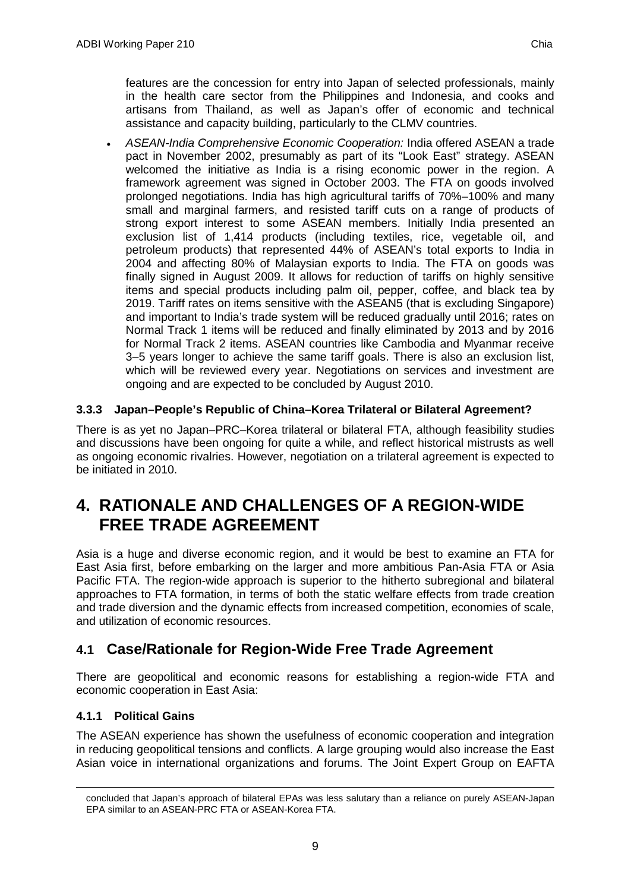features are the concession for entry into Japan of selected professionals, mainly in the health care sector from the Philippines and Indonesia, and cooks and artisans from Thailand, as well as Japan's offer of economic and technical assistance and capacity building, particularly to the CLMV countries.

- *ASEAN-India Comprehensive Economic Cooperation:* India offered ASEAN a trade pact in November 2002, presumably as part of its "Look East" strategy. ASEAN welcomed the initiative as India is a rising economic power in the region. A framework agreement was signed in October 2003. The FTA on goods involved prolonged negotiations. India has high agricultural tariffs of 70%–100% and many small and marginal farmers, and resisted tariff cuts on a range of products of strong export interest to some ASEAN members. Initially India presented an exclusion list of 1,414 products (including textiles, rice, vegetable oil, and petroleum products) that represented 44% of ASEAN's total exports to India in 2004 and affecting 80% of Malaysian exports to India. The FTA on goods was finally signed in August 2009. It allows for reduction of tariffs on highly sensitive items and special products including palm oil, pepper, coffee, and black tea by 2019. Tariff rates on items sensitive with the ASEAN5 (that is excluding Singapore) and important to India's trade system will be reduced gradually until 2016; rates on Normal Track 1 items will be reduced and finally eliminated by 2013 and by 2016 for Normal Track 2 items. ASEAN countries like Cambodia and Myanmar receive 3–5 years longer to achieve the same tariff goals. There is also an exclusion list, which will be reviewed every year. Negotiations on services and investment are ongoing and are expected to be concluded by August 2010.

#### 3.3.3 Japan–People's Republic of China–Korea Trilateral or Bilateral Agreement?

There is as yet no Japan–PRC–Korea trilateral or bilateral FTA, although feasibility studies and discussions have been ongoing for quite a while, and reflect historical mistrusts as well as ongoing economic rivalries. However, negotiation on a trilateral agreement is expected to be initiated in 2010.

# 4. RATIONALE AND CHALLENGES OF A REGION-WIDE FREE TRADE AGREEMENT

Asia is a huge and diverse economic region, and it would be best to examine an FTA for East Asia first, before embarking on the larger and more ambitious Pan-Asia FTA or Asia Pacific FTA. The region-wide approach is superior to the hitherto subregional and bilateral approaches to FTA formation, in terms of both the static welfare effects from trade creation and trade diversion and the dynamic effects from increased competition, economies of scale, and utilization of economic resources.

## 4.1 Case/Rationale for Region-Wide Free Trade Agreement

There are geopolitical and economic reasons for establishing a region-wide FTA and economic cooperation in East Asia:

#### 4.1.1 Political Gains

The ASEAN experience has shown the usefulness of economic cooperation and integration in reducing geopolitical tensions and conflicts. A large grouping would also increase the East Asian voice in international organizations and forums. The Joint Expert Group on EAFTA

concluded that Japan's approach of bilateral EPAs was less salutary than a reliance on purely ASEAN-Japan EPA similar to an ASEAN-PRC FTA or ASEAN-Korea FTA.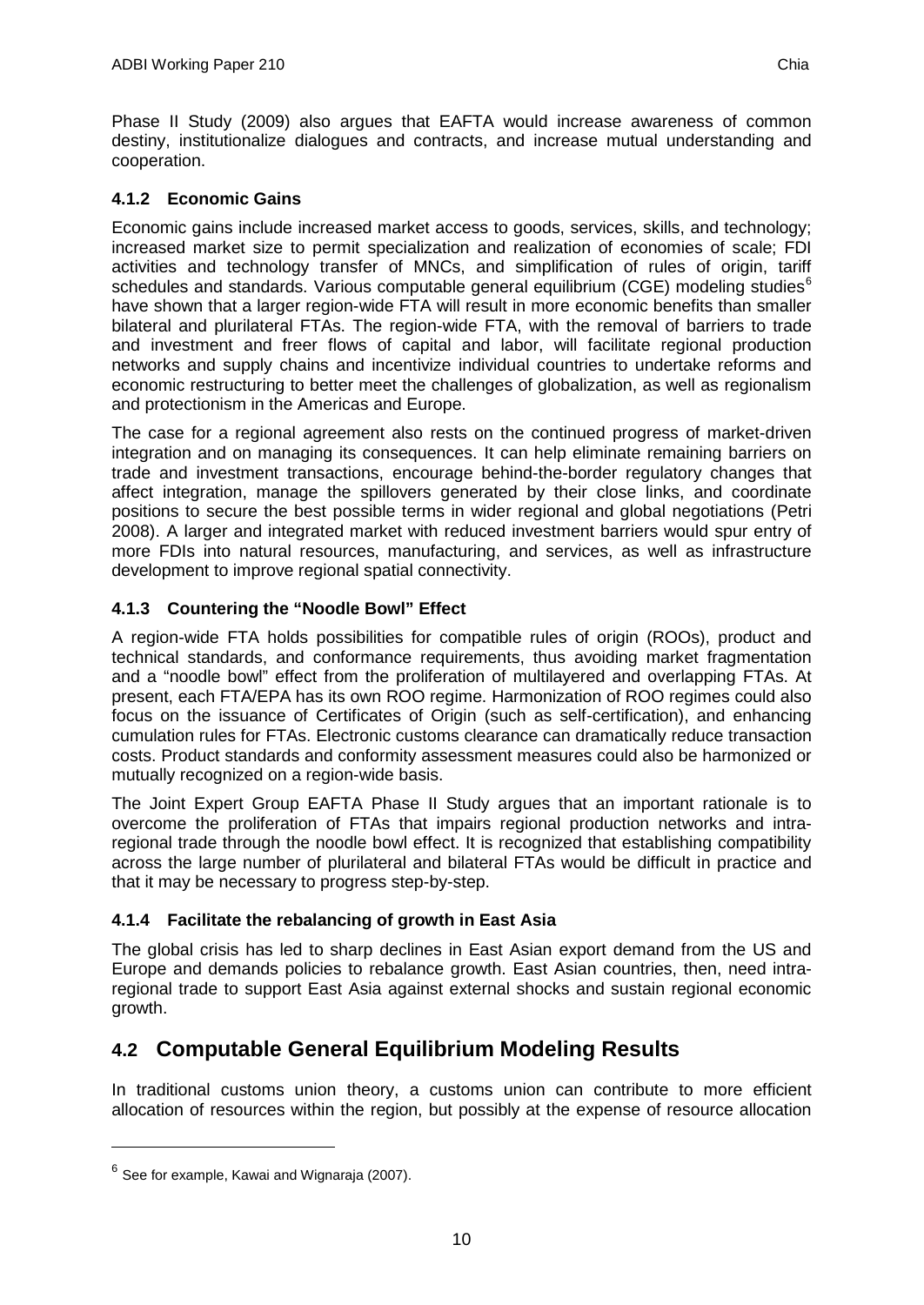Phase II Study (2009) also argues that EAFTA would increase awareness of common destiny, institutionalize dialogues and contracts, and increase mutual understanding and cooperation.

### 4.1.2 Economic Gains

Economic gains include increased market access to goods, services, skills, and technology; increased market size to permit specialization and realization of economies of scale; FDI activities and technology transfer of MNCs, and simplification of rules of origin, tariff schedules and standards. Various computable general equilibrium (CGE) modeling studies[6] have shown that a larger region-wide FTA will result in more economic benefits than smaller bilateral and plurilateral FTAs. The region-wide FTA, with the removal of barriers to trade and investment and freer flows of capital and labor, will facilitate regional production networks and supply chains and incentivize individual countries to undertake reforms and economic restructuring to better meet the challenges of globalization, as well as regionalism and protectionism in the Americas and Europe.

The case for a regional agreement also rests on the continued progress of market-driven integration and on managing its consequences. It can help eliminate remaining barriers on trade and investment transactions, encourage behind-the-border regulatory changes that affect integration, manage the spillovers generated by their close links, and coordinate positions to secure the best possible terms in wider regional and global negotiations (Petri 2008). A larger and integrated market with reduced investment barriers would spur entry of more FDIs into natural resources, manufacturing, and services, as well as infrastructure development to improve regional spatial connectivity.

### 4.1.3 Countering the "Noodle Bowl" Effect

A region-wide FTA holds possibilities for compatible rules of origin (ROOs), product and technical standards, and conformance requirements, thus avoiding market fragmentation and a "noodle bowl" effect from the proliferation of multilayered and overlapping FTAs. At present, each FTA/EPA has its own ROO regime. Harmonization of ROO regimes could also focus on the issuance of Certificates of Origin (such as self-certification), and enhancing cumulation rules for FTAs. Electronic customs clearance can dramatically reduce transaction costs. Product standards and conformity assessment measures could also be harmonized or mutually recognized on a region-wide basis.

The Joint Expert Group EAFTA Phase II Study argues that an important rationale is to overcome the proliferation of FTAs that impairs regional production networks and intra-regional trade through the noodle bowl effect. It is recognized that establishing compatibility across the large number of plurilateral and bilateral FTAs would be difficult in practice and that it may be necessary to progress step-by-step.

### 4.1.4 Facilitate the rebalancing of growth in East Asia

The global crisis has led to sharp declines in East Asian export demand from the US and Europe and demands policies to rebalance growth. East Asian countries, then, need intra-regional trade to support East Asia against external shocks and sustain regional economic growth.

## 4.2 Computable General Equilibrium Modeling Results

In traditional customs union theory, a customs union can contribute to more efficient allocation of resources within the region, but possibly at the expense of resource allocation

---

[6] See for example, Kawai and Wignaraja (2007).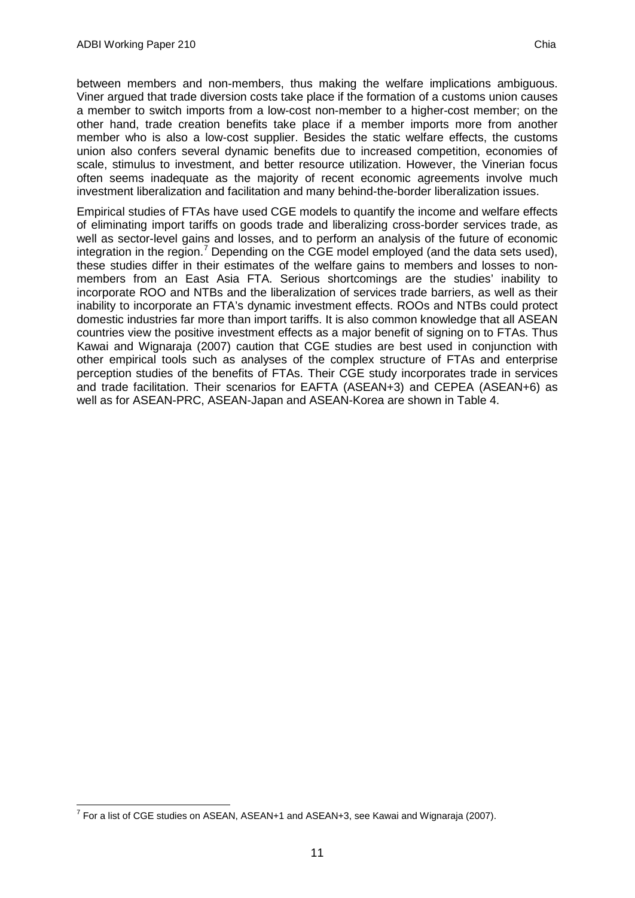between members and non-members, thus making the welfare implications ambiguous. Viner argued that trade diversion costs take place if the formation of a customs union causes a member to switch imports from a low-cost non-member to a higher-cost member; on the other hand, trade creation benefits take place if a member imports more from another member who is also a low-cost supplier. Besides the static welfare effects, the customs union also confers several dynamic benefits due to increased competition, economies of scale, stimulus to investment, and better resource utilization. However, the Vinerian focus often seems inadequate as the majority of recent economic agreements involve much investment liberalization and facilitation and many behind-the-border liberalization issues.

Empirical studies of FTAs have used CGE models to quantify the income and welfare effects of eliminating import tariffs on goods trade and liberalizing cross-border services trade, as well as sector-level gains and losses, and to perform an analysis of the future of economic integration in the region.[7] Depending on the CGE model employed (and the data sets used), these studies differ in their estimates of the welfare gains to members and losses to non-members from an East Asia FTA. Serious shortcomings are the studies' inability to incorporate ROO and NTBs and the liberalization of services trade barriers, as well as their inability to incorporate an FTA's dynamic investment effects. ROOs and NTBs could protect domestic industries far more than import tariffs. It is also common knowledge that all ASEAN countries view the positive investment effects as a major benefit of signing on to FTAs. Thus Kawai and Wignaraja (2007) caution that CGE studies are best used in conjunction with other empirical tools such as analyses of the complex structure of FTAs and enterprise perception studies of the benefits of FTAs. Their CGE study incorporates trade in services and trade facilitation. Their scenarios for EAFTA (ASEAN+3) and CEPEA (ASEAN+6) as well as for ASEAN-PRC, ASEAN-Japan and ASEAN-Korea are shown in Table 4.

[7] For a list of CGE studies on ASEAN, ASEAN+1 and ASEAN+3, see Kawai and Wignaraja (2007).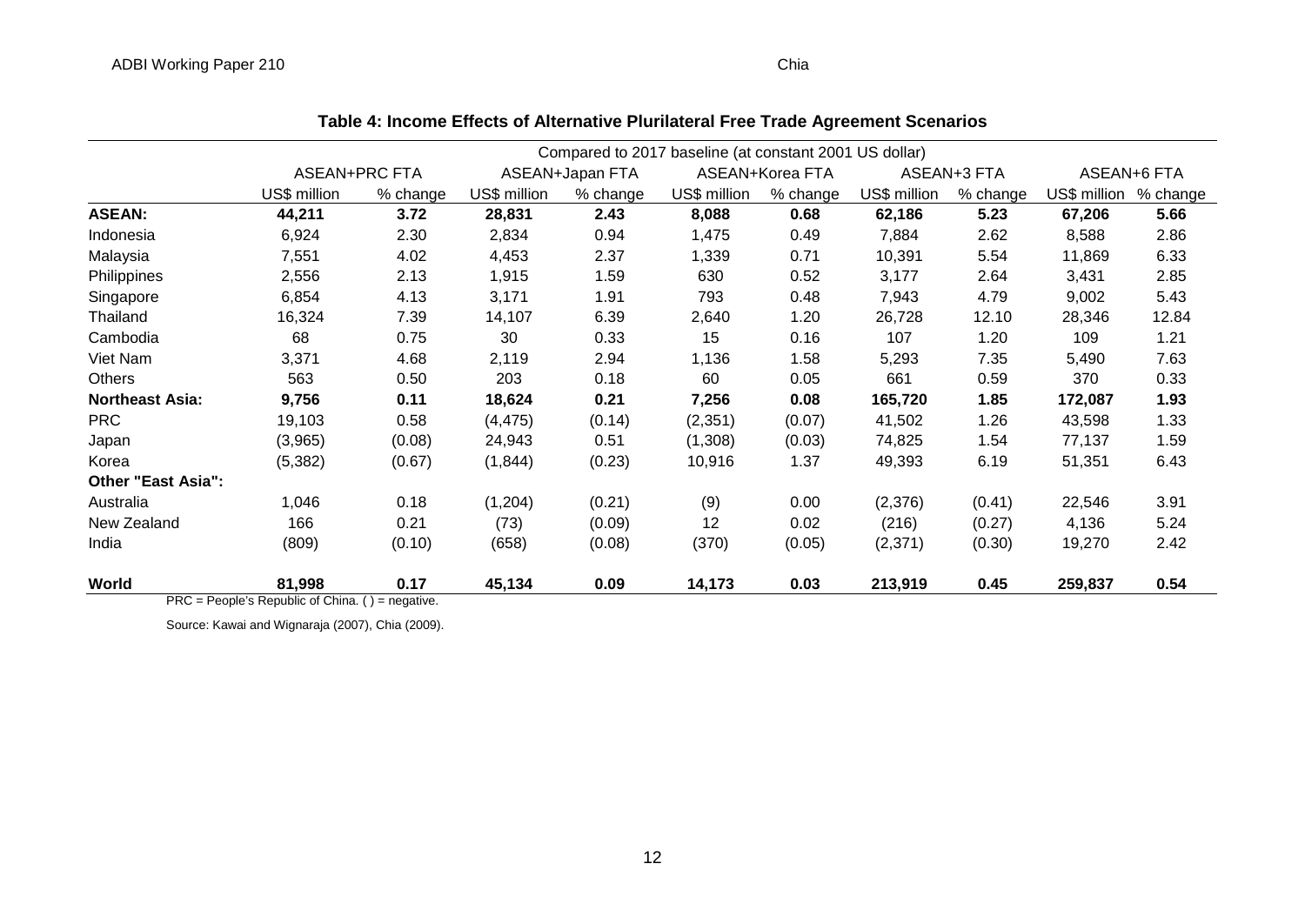**Table 4: Income Effects of Alternative Plurilateral Free Trade Agreement Scenarios**

| | Compared to 2017 baseline (at constant 2001 US dollar) | | | | | | | | | |
|---|---|---|---|---|---|---|---|---|---|---|
| | ASEAN+PRC FTA | | ASEAN+Japan FTA | | ASEAN+Korea FTA | | ASEAN+3 FTA | | ASEAN+6 FTA | |
| | US$ million | % change | US$ million | % change | US$ million | % change | US$ million | % change | US$ million | % change |
| **ASEAN:** | **44,211** | **3.72** | **28,831** | **2.43** | **8,088** | **0.68** | **62,186** | **5.23** | **67,206** | **5.66** |
| Indonesia | 6,924 | 2.30 | 2,834 | 0.94 | 1,475 | 0.49 | 7,884 | 2.62 | 8,588 | 2.86 |
| Malaysia | 7,551 | 4.02 | 4,453 | 2.37 | 1,339 | 0.71 | 10,391 | 5.54 | 11,869 | 6.33 |
| Philippines | 2,556 | 2.13 | 1,915 | 1.59 | 630 | 0.52 | 3,177 | 2.64 | 3,431 | 2.85 |
| Singapore | 6,854 | 4.13 | 3,171 | 1.91 | 793 | 0.48 | 7,943 | 4.79 | 9,002 | 5.43 |
| Thailand | 16,324 | 7.39 | 14,107 | 6.39 | 2,640 | 1.20 | 26,728 | 12.10 | 28,346 | 12.84 |
| Cambodia | 68 | 0.75 | 30 | 0.33 | 15 | 0.16 | 107 | 1.20 | 109 | 1.21 |
| Viet Nam | 3,371 | 4.68 | 2,119 | 2.94 | 1,136 | 1.58 | 5,293 | 7.35 | 5,490 | 7.63 |
| Others | 563 | 0.50 | 203 | 0.18 | 60 | 0.05 | 661 | 0.59 | 370 | 0.33 |
| **Northeast Asia:** | **9,756** | **0.11** | **18,624** | **0.21** | **7,256** | **0.08** | **165,720** | **1.85** | **172,087** | **1.93** |
| PRC | 19,103 | 0.58 | (4,475) | (0.14) | (2,351) | (0.07) | 41,502 | 1.26 | 43,598 | 1.33 |
| Japan | (3,965) | (0.08) | 24,943 | 0.51 | (1,308) | (0.03) | 74,825 | 1.54 | 77,137 | 1.59 |
| Korea | (5,382) | (0.67) | (1,844) | (0.23) | 10,916 | 1.37 | 49,393 | 6.19 | 51,351 | 6.43 |
| **Other "East Asia":** | | | | | | | | | | |
| Australia | 1,046 | 0.18 | (1,204) | (0.21) | (9) | 0.00 | (2,376) | (0.41) | 22,546 | 3.91 |
| New Zealand | 166 | 0.21 | (73) | (0.09) | 12 | 0.02 | (216) | (0.27) | 4,136 | 5.24 |
| India | (809) | (0.10) | (658) | (0.08) | (370) | (0.05) | (2,371) | (0.30) | 19,270 | 2.42 |
| **World** | **81,998** | **0.17** | **45,134** | **0.09** | **14,173** | **0.03** | **213,919** | **0.45** | **259,837** | **0.54** |

PRC = People's Republic of China. ( ) = negative.

Source: Kawai and Wignaraja (2007), Chia (2009).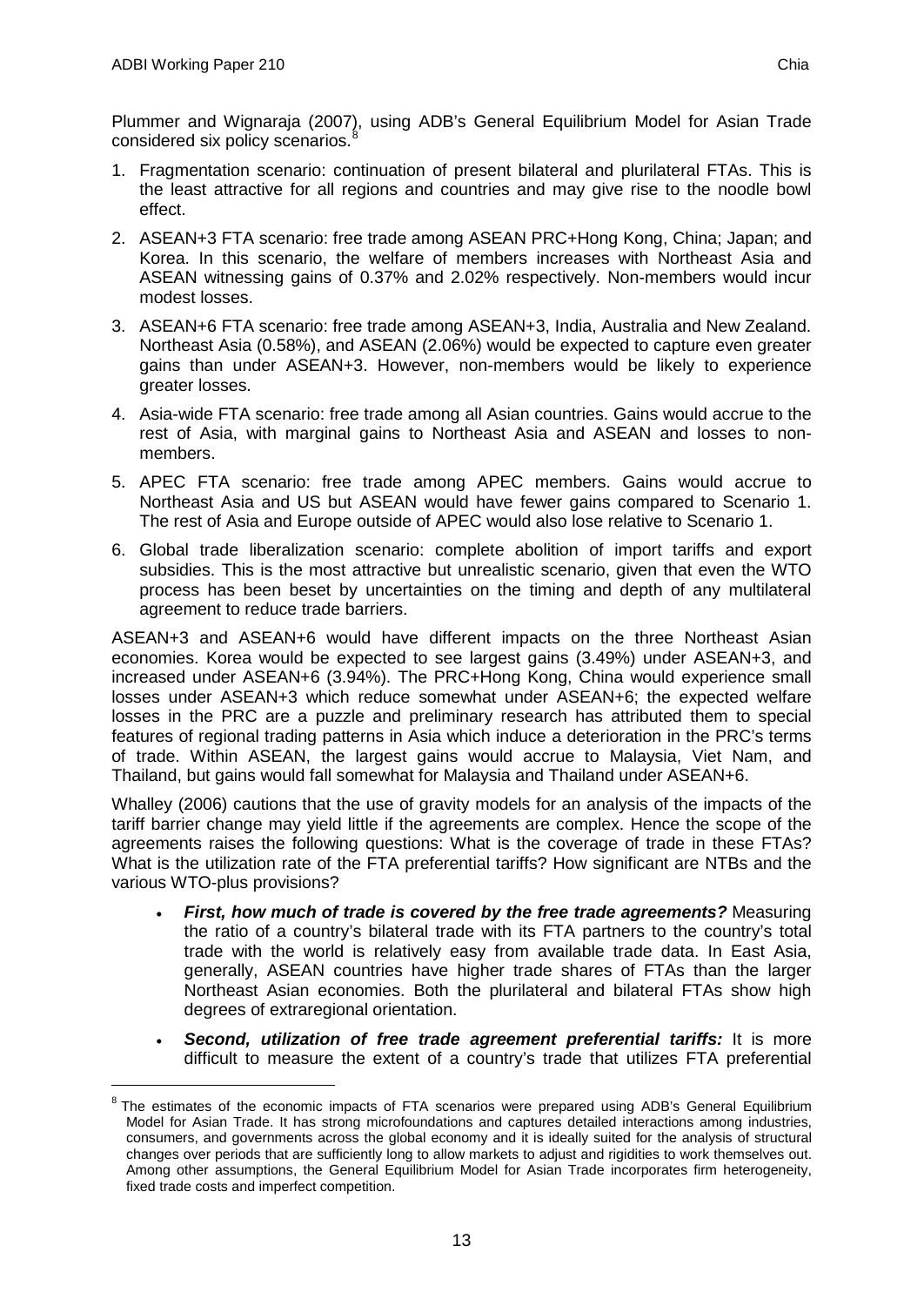Plummer and Wignaraja (2007), using ADB's General Equilibrium Model for Asian Trade considered six policy scenarios.[8]

1. Fragmentation scenario: continuation of present bilateral and plurilateral FTAs. This is the least attractive for all regions and countries and may give rise to the noodle bowl effect.
2. ASEAN+3 FTA scenario: free trade among ASEAN PRC+Hong Kong, China; Japan; and Korea. In this scenario, the welfare of members increases with Northeast Asia and ASEAN witnessing gains of 0.37% and 2.02% respectively. Non-members would incur modest losses.
3. ASEAN+6 FTA scenario: free trade among ASEAN+3, India, Australia and New Zealand. Northeast Asia (0.58%), and ASEAN (2.06%) would be expected to capture even greater gains than under ASEAN+3. However, non-members would be likely to experience greater losses.
4. Asia-wide FTA scenario: free trade among all Asian countries. Gains would accrue to the rest of Asia, with marginal gains to Northeast Asia and ASEAN and losses to non-members.
5. APEC FTA scenario: free trade among APEC members. Gains would accrue to Northeast Asia and US but ASEAN would have fewer gains compared to Scenario 1. The rest of Asia and Europe outside of APEC would also lose relative to Scenario 1.
6. Global trade liberalization scenario: complete abolition of import tariffs and export subsidies. This is the most attractive but unrealistic scenario, given that even the WTO process has been beset by uncertainties on the timing and depth of any multilateral agreement to reduce trade barriers.

ASEAN+3 and ASEAN+6 would have different impacts on the three Northeast Asian economies. Korea would be expected to see largest gains (3.49%) under ASEAN+3, and increased under ASEAN+6 (3.94%). The PRC+Hong Kong, China would experience small losses under ASEAN+3 which reduce somewhat under ASEAN+6; the expected welfare losses in the PRC are a puzzle and preliminary research has attributed them to special features of regional trading patterns in Asia which induce a deterioration in the PRC's terms of trade. Within ASEAN, the largest gains would accrue to Malaysia, Viet Nam, and Thailand, but gains would fall somewhat for Malaysia and Thailand under ASEAN+6.

Whalley (2006) cautions that the use of gravity models for an analysis of the impacts of the tariff barrier change may yield little if the agreements are complex. Hence the scope of the agreements raises the following questions: What is the coverage of trade in these FTAs? What is the utilization rate of the FTA preferential tariffs? How significant are NTBs and the various WTO-plus provisions?

- ***First, how much of trade is covered by the free trade agreements?*** Measuring the ratio of a country's bilateral trade with its FTA partners to the country's total trade with the world is relatively easy from available trade data. In East Asia, generally, ASEAN countries have higher trade shares of FTAs than the larger Northeast Asian economies. Both the plurilateral and bilateral FTAs show high degrees of extraregional orientation.
- ***Second, utilization of free trade agreement preferential tariffs:*** It is more difficult to measure the extent of a country's trade that utilizes FTA preferential

[8] The estimates of the economic impacts of FTA scenarios were prepared using ADB's General Equilibrium Model for Asian Trade. It has strong microfoundations and captures detailed interactions among industries, consumers, and governments across the global economy and it is ideally suited for the analysis of structural changes over periods that are sufficiently long to allow markets to adjust and rigidities to work themselves out. Among other assumptions, the General Equilibrium Model for Asian Trade incorporates firm heterogeneity, fixed trade costs and imperfect competition.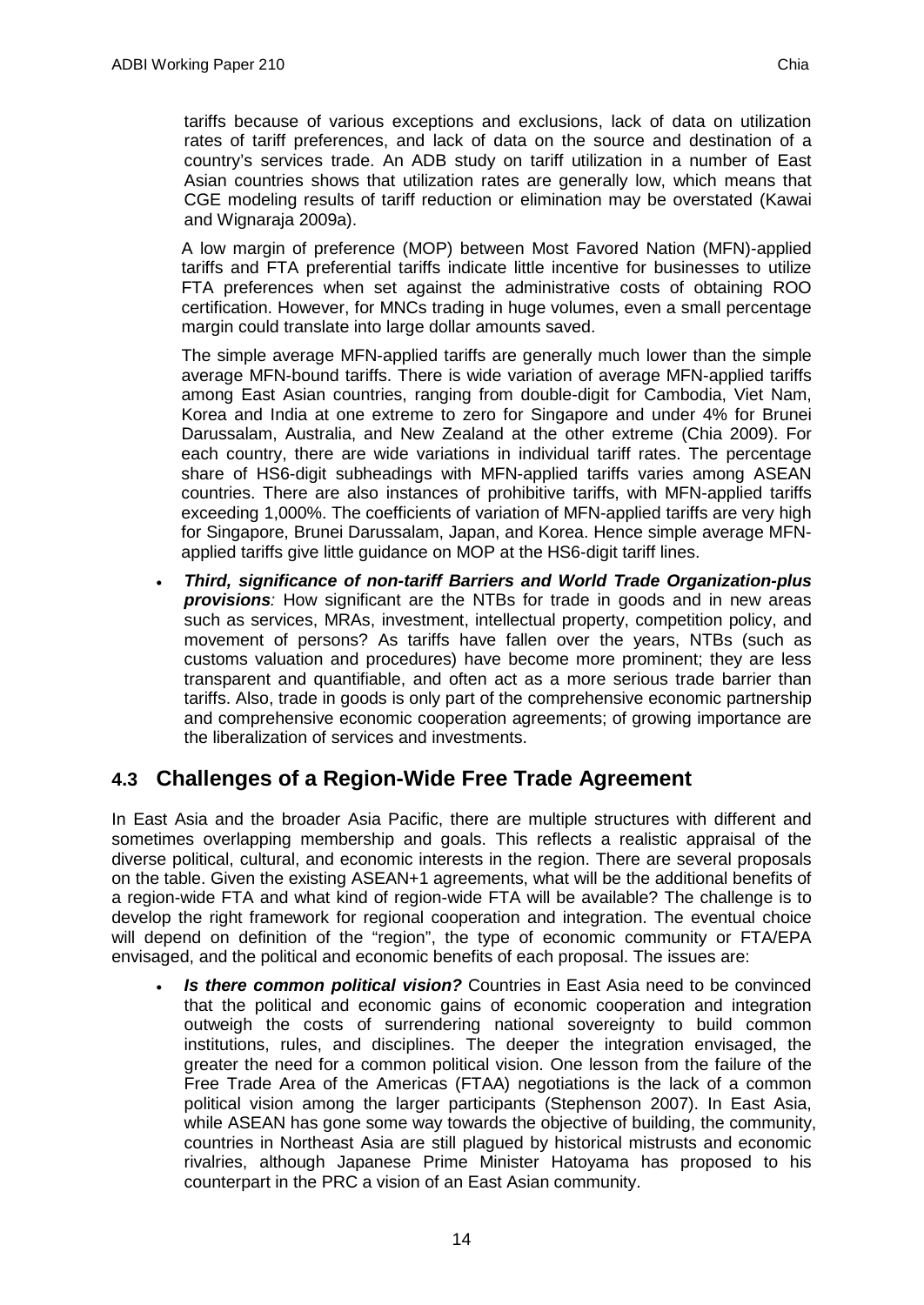tariffs because of various exceptions and exclusions, lack of data on utilization rates of tariff preferences, and lack of data on the source and destination of a country's services trade. An ADB study on tariff utilization in a number of East Asian countries shows that utilization rates are generally low, which means that CGE modeling results of tariff reduction or elimination may be overstated (Kawai and Wignaraja 2009a).

A low margin of preference (MOP) between Most Favored Nation (MFN)-applied tariffs and FTA preferential tariffs indicate little incentive for businesses to utilize FTA preferences when set against the administrative costs of obtaining ROO certification. However, for MNCs trading in huge volumes, even a small percentage margin could translate into large dollar amounts saved.

The simple average MFN-applied tariffs are generally much lower than the simple average MFN-bound tariffs. There is wide variation of average MFN-applied tariffs among East Asian countries, ranging from double-digit for Cambodia, Viet Nam, Korea and India at one extreme to zero for Singapore and under 4% for Brunei Darussalam, Australia, and New Zealand at the other extreme (Chia 2009). For each country, there are wide variations in individual tariff rates. The percentage share of HS6-digit subheadings with MFN-applied tariffs varies among ASEAN countries. There are also instances of prohibitive tariffs, with MFN-applied tariffs exceeding 1,000%. The coefficients of variation of MFN-applied tariffs are very high for Singapore, Brunei Darussalam, Japan, and Korea. Hence simple average MFN-applied tariffs give little guidance on MOP at the HS6-digit tariff lines.

- ***Third, significance of non-tariff Barriers and World Trade Organization-plus provisions****:* How significant are the NTBs for trade in goods and in new areas such as services, MRAs, investment, intellectual property, competition policy, and movement of persons? As tariffs have fallen over the years, NTBs (such as customs valuation and procedures) have become more prominent; they are less transparent and quantifiable, and often act as a more serious trade barrier than tariffs. Also, trade in goods is only part of the comprehensive economic partnership and comprehensive economic cooperation agreements; of growing importance are the liberalization of services and investments.

## 4.3 Challenges of a Region-Wide Free Trade Agreement

In East Asia and the broader Asia Pacific, there are multiple structures with different and sometimes overlapping membership and goals. This reflects a realistic appraisal of the diverse political, cultural, and economic interests in the region. There are several proposals on the table. Given the existing ASEAN+1 agreements, what will be the additional benefits of a region-wide FTA and what kind of region-wide FTA will be available? The challenge is to develop the right framework for regional cooperation and integration. The eventual choice will depend on definition of the "region", the type of economic community or FTA/EPA envisaged, and the political and economic benefits of each proposal. The issues are:

- ***Is there common political vision?*** Countries in East Asia need to be convinced that the political and economic gains of economic cooperation and integration outweigh the costs of surrendering national sovereignty to build common institutions, rules, and disciplines. The deeper the integration envisaged, the greater the need for a common political vision. One lesson from the failure of the Free Trade Area of the Americas (FTAA) negotiations is the lack of a common political vision among the larger participants (Stephenson 2007). In East Asia, while ASEAN has gone some way towards the objective of building, the community, countries in Northeast Asia are still plagued by historical mistrusts and economic rivalries, although Japanese Prime Minister Hatoyama has proposed to his counterpart in the PRC a vision of an East Asian community.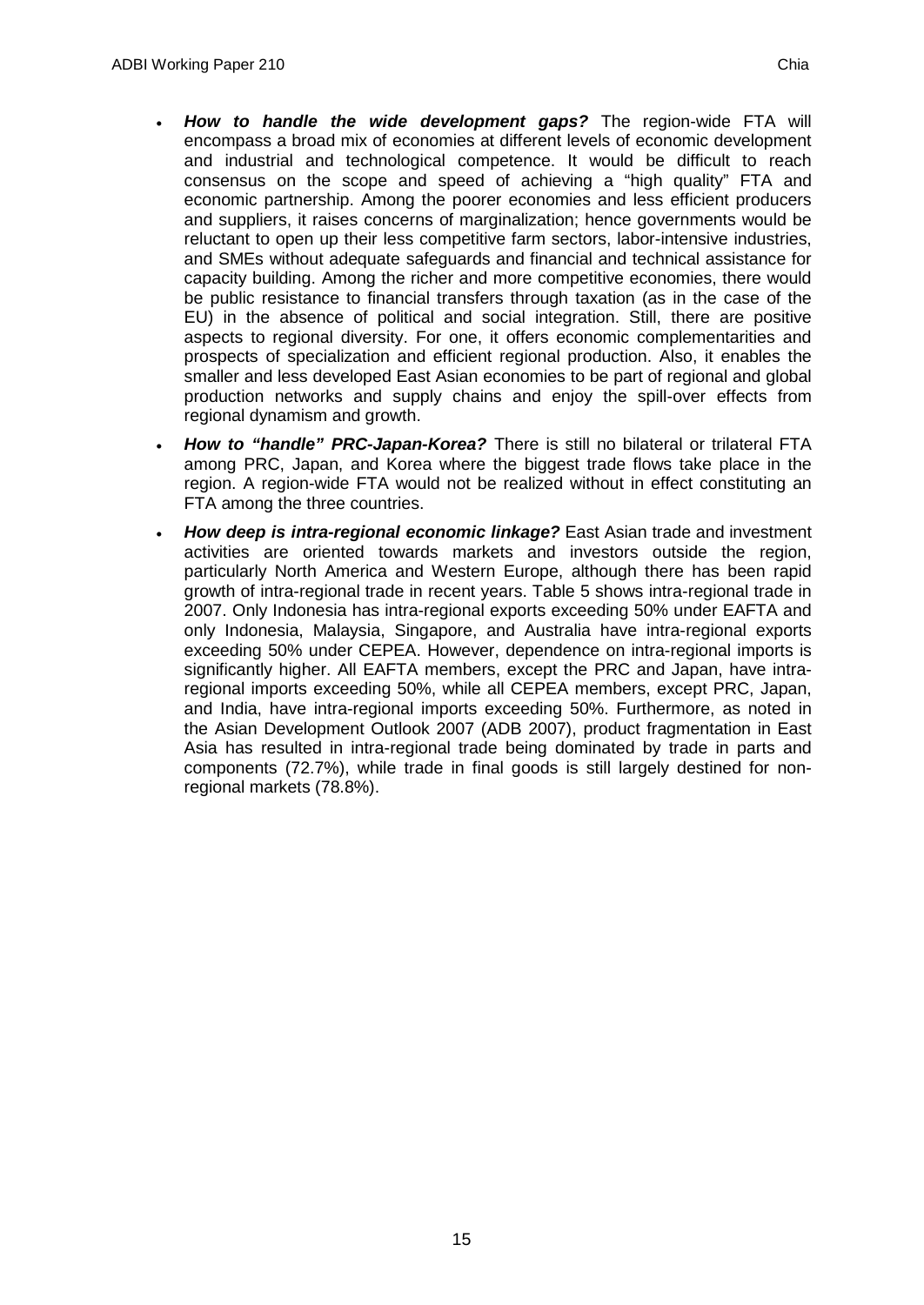- ***How to handle the wide development gaps?*** The region-wide FTA will encompass a broad mix of economies at different levels of economic development and industrial and technological competence. It would be difficult to reach consensus on the scope and speed of achieving a "high quality" FTA and economic partnership. Among the poorer economies and less efficient producers and suppliers, it raises concerns of marginalization; hence governments would be reluctant to open up their less competitive farm sectors, labor-intensive industries, and SMEs without adequate safeguards and financial and technical assistance for capacity building. Among the richer and more competitive economies, there would be public resistance to financial transfers through taxation (as in the case of the EU) in the absence of political and social integration. Still, there are positive aspects to regional diversity. For one, it offers economic complementarities and prospects of specialization and efficient regional production. Also, it enables the smaller and less developed East Asian economies to be part of regional and global production networks and supply chains and enjoy the spill-over effects from regional dynamism and growth.
- ***How to "handle" PRC-Japan-Korea?*** There is still no bilateral or trilateral FTA among PRC, Japan, and Korea where the biggest trade flows take place in the region. A region-wide FTA would not be realized without in effect constituting an FTA among the three countries.
- ***How deep is intra-regional economic linkage?*** East Asian trade and investment activities are oriented towards markets and investors outside the region, particularly North America and Western Europe, although there has been rapid growth of intra-regional trade in recent years. Table 5 shows intra-regional trade in 2007. Only Indonesia has intra-regional exports exceeding 50% under EAFTA and only Indonesia, Malaysia, Singapore, and Australia have intra-regional exports exceeding 50% under CEPEA. However, dependence on intra-regional imports is significantly higher. All EAFTA members, except the PRC and Japan, have intra-regional imports exceeding 50%, while all CEPEA members, except PRC, Japan, and India, have intra-regional imports exceeding 50%. Furthermore, as noted in the Asian Development Outlook 2007 (ADB 2007), product fragmentation in East Asia has resulted in intra-regional trade being dominated by trade in parts and components (72.7%), while trade in final goods is still largely destined for non-regional markets (78.8%).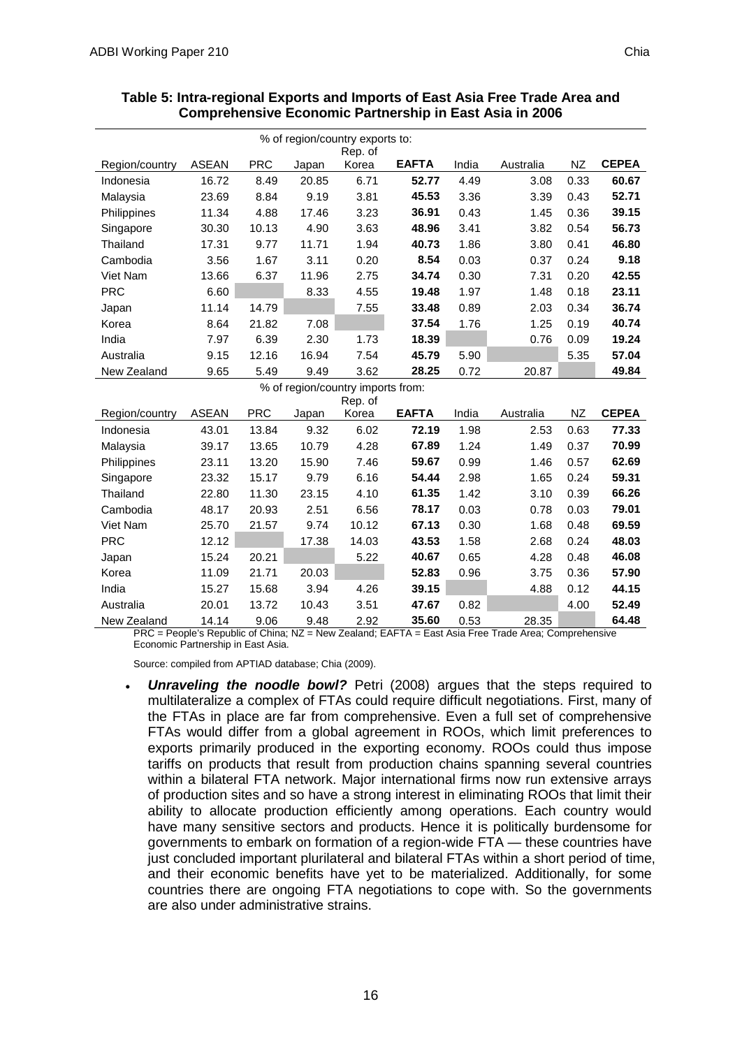**Table 5: Intra-regional Exports and Imports of East Asia Free Trade Area and Comprehensive Economic Partnership in East Asia in 2006**

| % of region/country exports to: | | | | | | | | | |
|---|---|---|---|---|---|---|---|---|---|
| Region/country | ASEAN | PRC | Japan | Rep. of Korea | **EAFTA** | India | Australia | NZ | **CEPEA** |
| Indonesia | 16.72 | 8.49 | 20.85 | 6.71 | **52.77** | 4.49 | 3.08 | 0.33 | **60.67** |
| Malaysia | 23.69 | 8.84 | 9.19 | 3.81 | **45.53** | 3.36 | 3.39 | 0.43 | **52.71** |
| Philippines | 11.34 | 4.88 | 17.46 | 3.23 | **36.91** | 0.43 | 1.45 | 0.36 | **39.15** |
| Singapore | 30.30 | 10.13 | 4.90 | 3.63 | **48.96** | 3.41 | 3.82 | 0.54 | **56.73** |
| Thailand | 17.31 | 9.77 | 11.71 | 1.94 | **40.73** | 1.86 | 3.80 | 0.41 | **46.80** |
| Cambodia | 3.56 | 1.67 | 3.11 | 0.20 | **8.54** | 0.03 | 0.37 | 0.24 | **9.18** |
| Viet Nam | 13.66 | 6.37 | 11.96 | 2.75 | **34.74** | 0.30 | 7.31 | 0.20 | **42.55** |
| PRC | 6.60 | | 8.33 | 4.55 | **19.48** | 1.97 | 1.48 | 0.18 | **23.11** |
| Japan | 11.14 | 14.79 | | 7.55 | **33.48** | 0.89 | 2.03 | 0.34 | **36.74** |
| Korea | 8.64 | 21.82 | 7.08 | | **37.54** | 1.76 | 1.25 | 0.19 | **40.74** |
| India | 7.97 | 6.39 | 2.30 | 1.73 | **18.39** | | 0.76 | 0.09 | **19.24** |
| Australia | 9.15 | 12.16 | 16.94 | 7.54 | **45.79** | 5.90 | | 5.35 | **57.04** |
| New Zealand | 9.65 | 5.49 | 9.49 | 3.62 | **28.25** | 0.72 | 20.87 | | **49.84** |
| % of region/country imports from: | | | | | | | | | |
| Region/country | ASEAN | PRC | Japan | Rep. of Korea | **EAFTA** | India | Australia | NZ | **CEPEA** |
| Indonesia | 43.01 | 13.84 | 9.32 | 6.02 | **72.19** | 1.98 | 2.53 | 0.63 | **77.33** |
| Malaysia | 39.17 | 13.65 | 10.79 | 4.28 | **67.89** | 1.24 | 1.49 | 0.37 | **70.99** |
| Philippines | 23.11 | 13.20 | 15.90 | 7.46 | **59.67** | 0.99 | 1.46 | 0.57 | **62.69** |
| Singapore | 23.32 | 15.17 | 9.79 | 6.16 | **54.44** | 2.98 | 1.65 | 0.24 | **59.31** |
| Thailand | 22.80 | 11.30 | 23.15 | 4.10 | **61.35** | 1.42 | 3.10 | 0.39 | **66.26** |
| Cambodia | 48.17 | 20.93 | 2.51 | 6.56 | **78.17** | 0.03 | 0.78 | 0.03 | **79.01** |
| Viet Nam | 25.70 | 21.57 | 9.74 | 10.12 | **67.13** | 0.30 | 1.68 | 0.48 | **69.59** |
| PRC | 12.12 | | 17.38 | 14.03 | **43.53** | 1.58 | 2.68 | 0.24 | **48.03** |
| Japan | 15.24 | 20.21 | | 5.22 | **40.67** | 0.65 | 4.28 | 0.48 | **46.08** |
| Korea | 11.09 | 21.71 | 20.03 | | **52.83** | 0.96 | 3.75 | 0.36 | **57.90** |
| India | 15.27 | 15.68 | 3.94 | 4.26 | **39.15** | | 4.88 | 0.12 | **44.15** |
| Australia | 20.01 | 13.72 | 10.43 | 3.51 | **47.67** | 0.82 | | 4.00 | **52.49** |
| New Zealand | 14.14 | 9.06 | 9.48 | 2.92 | **35.60** | 0.53 | 28.35 | | **64.48** |

PRC = People's Republic of China; NZ = New Zealand; EAFTA = East Asia Free Trade Area; Comprehensive Economic Partnership in East Asia.

Source: compiled from APTIAD database; Chia (2009).

- ***Unraveling the noodle bowl?*** Petri (2008) argues that the steps required to multilateralize a complex of FTAs could require difficult negotiations. First, many of the FTAs in place are far from comprehensive. Even a full set of comprehensive FTAs would differ from a global agreement in ROOs, which limit preferences to exports primarily produced in the exporting economy. ROOs could thus impose tariffs on products that result from production chains spanning several countries within a bilateral FTA network. Major international firms now run extensive arrays of production sites and so have a strong interest in eliminating ROOs that limit their ability to allocate production efficiently among operations. Each country would have many sensitive sectors and products. Hence it is politically burdensome for governments to embark on formation of a region-wide FTA — these countries have just concluded important plurilateral and bilateral FTAs within a short period of time, and their economic benefits have yet to be materialized. Additionally, for some countries there are ongoing FTA negotiations to cope with. So the governments are also under administrative strains.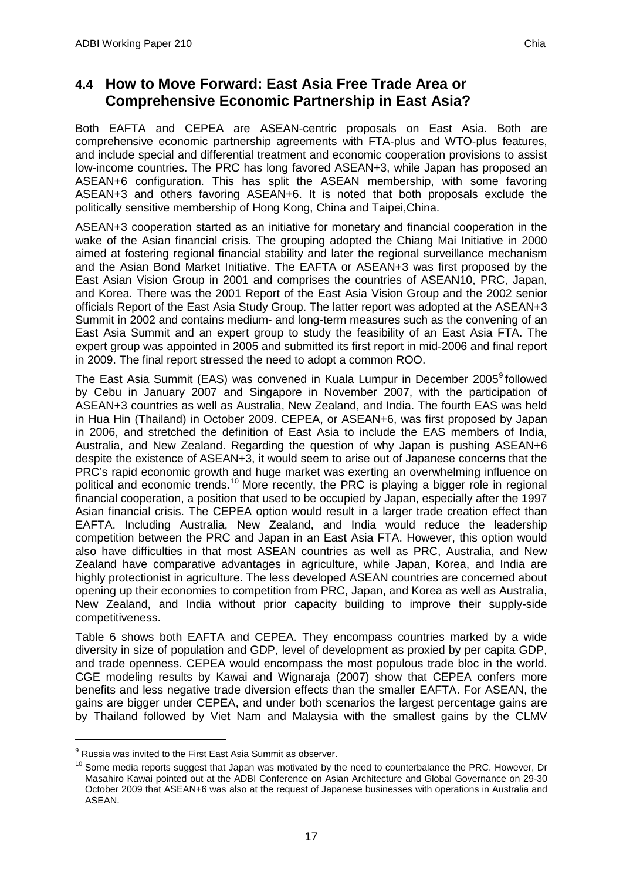## 4.4 How to Move Forward: East Asia Free Trade Area or Comprehensive Economic Partnership in East Asia?

Both EAFTA and CEPEA are ASEAN-centric proposals on East Asia. Both are comprehensive economic partnership agreements with FTA-plus and WTO-plus features, and include special and differential treatment and economic cooperation provisions to assist low-income countries. The PRC has long favored ASEAN+3, while Japan has proposed an ASEAN+6 configuration. This has split the ASEAN membership, with some favoring ASEAN+3 and others favoring ASEAN+6. It is noted that both proposals exclude the politically sensitive membership of Hong Kong, China and Taipei,China.

ASEAN+3 cooperation started as an initiative for monetary and financial cooperation in the wake of the Asian financial crisis. The grouping adopted the Chiang Mai Initiative in 2000 aimed at fostering regional financial stability and later the regional surveillance mechanism and the Asian Bond Market Initiative. The EAFTA or ASEAN+3 was first proposed by the East Asian Vision Group in 2001 and comprises the countries of ASEAN10, PRC, Japan, and Korea. There was the 2001 Report of the East Asia Vision Group and the 2002 senior officials Report of the East Asia Study Group. The latter report was adopted at the ASEAN+3 Summit in 2002 and contains medium- and long-term measures such as the convening of an East Asia Summit and an expert group to study the feasibility of an East Asia FTA. The expert group was appointed in 2005 and submitted its first report in mid-2006 and final report in 2009. The final report stressed the need to adopt a common ROO.

The East Asia Summit (EAS) was convened in Kuala Lumpur in December 2005[9] followed by Cebu in January 2007 and Singapore in November 2007, with the participation of ASEAN+3 countries as well as Australia, New Zealand, and India. The fourth EAS was held in Hua Hin (Thailand) in October 2009. CEPEA, or ASEAN+6, was first proposed by Japan in 2006, and stretched the definition of East Asia to include the EAS members of India, Australia, and New Zealand. Regarding the question of why Japan is pushing ASEAN+6 despite the existence of ASEAN+3, it would seem to arise out of Japanese concerns that the PRC's rapid economic growth and huge market was exerting an overwhelming influence on political and economic trends.[10] More recently, the PRC is playing a bigger role in regional financial cooperation, a position that used to be occupied by Japan, especially after the 1997 Asian financial crisis. The CEPEA option would result in a larger trade creation effect than EAFTA. Including Australia, New Zealand, and India would reduce the leadership competition between the PRC and Japan in an East Asia FTA. However, this option would also have difficulties in that most ASEAN countries as well as PRC, Australia, and New Zealand have comparative advantages in agriculture, while Japan, Korea, and India are highly protectionist in agriculture. The less developed ASEAN countries are concerned about opening up their economies to competition from PRC, Japan, and Korea as well as Australia, New Zealand, and India without prior capacity building to improve their supply-side competitiveness.

Table 6 shows both EAFTA and CEPEA. They encompass countries marked by a wide diversity in size of population and GDP, level of development as proxied by per capita GDP, and trade openness. CEPEA would encompass the most populous trade bloc in the world. CGE modeling results by Kawai and Wignaraja (2007) show that CEPEA confers more benefits and less negative trade diversion effects than the smaller EAFTA. For ASEAN, the gains are bigger under CEPEA, and under both scenarios the largest percentage gains are by Thailand followed by Viet Nam and Malaysia with the smallest gains by the CLMV

---

[9] Russia was invited to the First East Asia Summit as observer.

[10] Some media reports suggest that Japan was motivated by the need to counterbalance the PRC. However, Dr Masahiro Kawai pointed out at the ADBI Conference on Asian Architecture and Global Governance on 29-30 October 2009 that ASEAN+6 was also at the request of Japanese businesses with operations in Australia and ASEAN.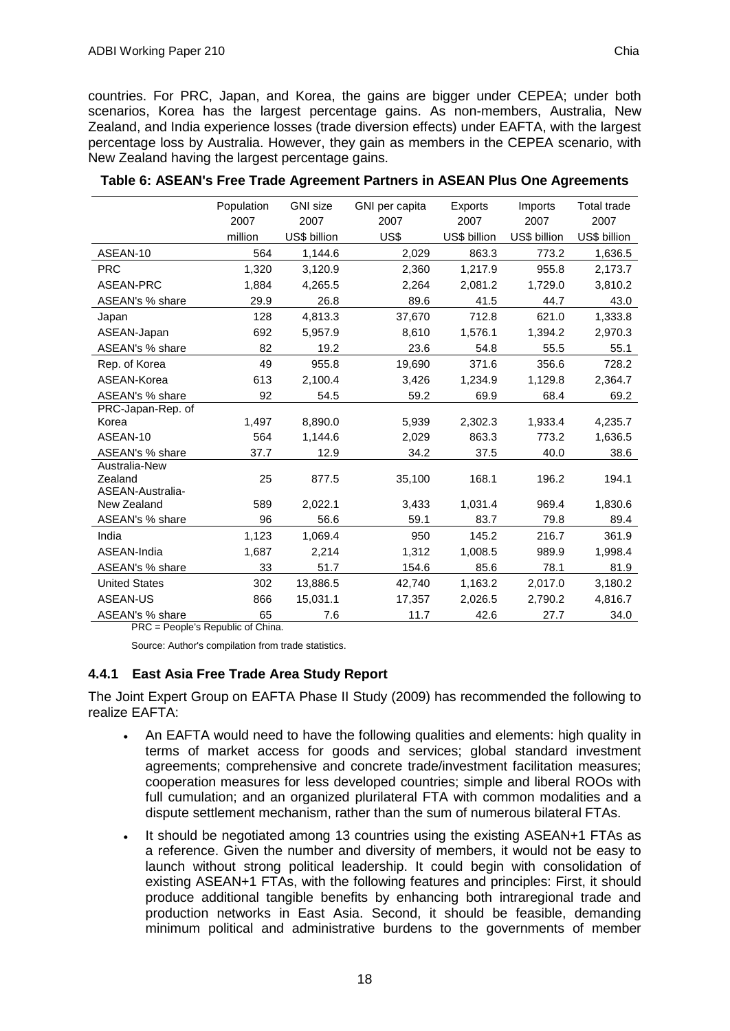countries. For PRC, Japan, and Korea, the gains are bigger under CEPEA; under both scenarios, Korea has the largest percentage gains. As non-members, Australia, New Zealand, and India experience losses (trade diversion effects) under EAFTA, with the largest percentage loss by Australia. However, they gain as members in the CEPEA scenario, with New Zealand having the largest percentage gains.

**Table 6: ASEAN's Free Trade Agreement Partners in ASEAN Plus One Agreements**

| | Population 2007 million | GNI size 2007 US$ billion | GNI per capita 2007 US$ | Exports 2007 US$ billion | Imports 2007 US$ billion | Total trade 2007 US$ billion |
|---|---|---|---|---|---|---|
| ASEAN-10 | 564 | 1,144.6 | 2,029 | 863.3 | 773.2 | 1,636.5 |
| PRC | 1,320 | 3,120.9 | 2,360 | 1,217.9 | 955.8 | 2,173.7 |
| ASEAN-PRC | 1,884 | 4,265.5 | 2,264 | 2,081.2 | 1,729.0 | 3,810.2 |
| ASEAN's % share | 29.9 | 26.8 | 89.6 | 41.5 | 44.7 | 43.0 |
| Japan | 128 | 4,813.3 | 37,670 | 712.8 | 621.0 | 1,333.8 |
| ASEAN-Japan | 692 | 5,957.9 | 8,610 | 1,576.1 | 1,394.2 | 2,970.3 |
| ASEAN's % share | 82 | 19.2 | 23.6 | 54.8 | 55.5 | 55.1 |
| Rep. of Korea | 49 | 955.8 | 19,690 | 371.6 | 356.6 | 728.2 |
| ASEAN-Korea | 613 | 2,100.4 | 3,426 | 1,234.9 | 1,129.8 | 2,364.7 |
| ASEAN's % share | 92 | 54.5 | 59.2 | 69.9 | 68.4 | 69.2 |
| PRC-Japan-Rep. of Korea | 1,497 | 8,890.0 | 5,939 | 2,302.3 | 1,933.4 | 4,235.7 |
| ASEAN-10 | 564 | 1,144.6 | 2,029 | 863.3 | 773.2 | 1,636.5 |
| ASEAN's % share | 37.7 | 12.9 | 34.2 | 37.5 | 40.0 | 38.6 |
| Australia-New Zealand | 25 | 877.5 | 35,100 | 168.1 | 196.2 | 194.1 |
| ASEAN-Australia-New Zealand | 589 | 2,022.1 | 3,433 | 1,031.4 | 969.4 | 1,830.6 |
| ASEAN's % share | 96 | 56.6 | 59.1 | 83.7 | 79.8 | 89.4 |
| India | 1,123 | 1,069.4 | 950 | 145.2 | 216.7 | 361.9 |
| ASEAN-India | 1,687 | 2,214 | 1,312 | 1,008.5 | 989.9 | 1,998.4 |
| ASEAN's % share | 33 | 51.7 | 154.6 | 85.6 | 78.1 | 81.9 |
| United States | 302 | 13,886.5 | 42,740 | 1,163.2 | 2,017.0 | 3,180.2 |
| ASEAN-US | 866 | 15,031.1 | 17,357 | 2,026.5 | 2,790.2 | 4,816.7 |
| ASEAN's % share | 65 | 7.6 | 11.7 | 42.6 | 27.7 | 34.0 |

PRC = People's Republic of China.

Source: Author's compilation from trade statistics.

### 4.4.1 East Asia Free Trade Area Study Report

The Joint Expert Group on EAFTA Phase II Study (2009) has recommended the following to realize EAFTA:

- An EAFTA would need to have the following qualities and elements: high quality in terms of market access for goods and services; global standard investment agreements; comprehensive and concrete trade/investment facilitation measures; cooperation measures for less developed countries; simple and liberal ROOs with full cumulation; and an organized plurilateral FTA with common modalities and a dispute settlement mechanism, rather than the sum of numerous bilateral FTAs.
- It should be negotiated among 13 countries using the existing ASEAN+1 FTAs as a reference. Given the number and diversity of members, it would not be easy to launch without strong political leadership. It could begin with consolidation of existing ASEAN+1 FTAs, with the following features and principles: First, it should produce additional tangible benefits by enhancing both intraregional trade and production networks in East Asia. Second, it should be feasible, demanding minimum political and administrative burdens to the governments of member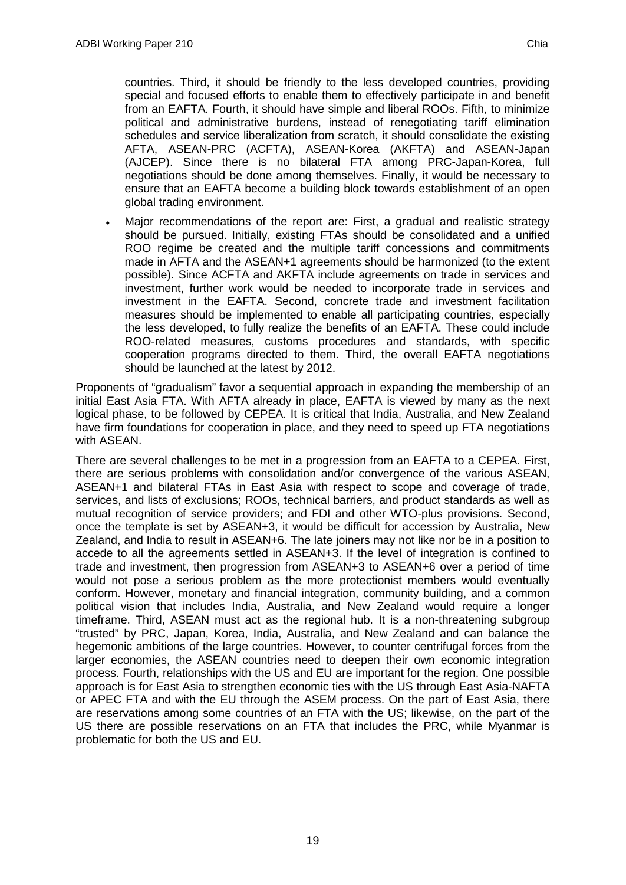countries. Third, it should be friendly to the less developed countries, providing special and focused efforts to enable them to effectively participate in and benefit from an EAFTA. Fourth, it should have simple and liberal ROOs. Fifth, to minimize political and administrative burdens, instead of renegotiating tariff elimination schedules and service liberalization from scratch, it should consolidate the existing AFTA, ASEAN-PRC (ACFTA), ASEAN-Korea (AKFTA) and ASEAN-Japan (AJCEP). Since there is no bilateral FTA among PRC-Japan-Korea, full negotiations should be done among themselves. Finally, it would be necessary to ensure that an EAFTA become a building block towards establishment of an open global trading environment.

- Major recommendations of the report are: First, a gradual and realistic strategy should be pursued. Initially, existing FTAs should be consolidated and a unified ROO regime be created and the multiple tariff concessions and commitments made in AFTA and the ASEAN+1 agreements should be harmonized (to the extent possible). Since ACFTA and AKFTA include agreements on trade in services and investment, further work would be needed to incorporate trade in services and investment in the EAFTA. Second, concrete trade and investment facilitation measures should be implemented to enable all participating countries, especially the less developed, to fully realize the benefits of an EAFTA. These could include ROO-related measures, customs procedures and standards, with specific cooperation programs directed to them. Third, the overall EAFTA negotiations should be launched at the latest by 2012.

Proponents of "gradualism" favor a sequential approach in expanding the membership of an initial East Asia FTA. With AFTA already in place, EAFTA is viewed by many as the next logical phase, to be followed by CEPEA. It is critical that India, Australia, and New Zealand have firm foundations for cooperation in place, and they need to speed up FTA negotiations with ASEAN.

There are several challenges to be met in a progression from an EAFTA to a CEPEA. First, there are serious problems with consolidation and/or convergence of the various ASEAN, ASEAN+1 and bilateral FTAs in East Asia with respect to scope and coverage of trade, services, and lists of exclusions; ROOs, technical barriers, and product standards as well as mutual recognition of service providers; and FDI and other WTO-plus provisions. Second, once the template is set by ASEAN+3, it would be difficult for accession by Australia, New Zealand, and India to result in ASEAN+6. The late joiners may not like nor be in a position to accede to all the agreements settled in ASEAN+3. If the level of integration is confined to trade and investment, then progression from ASEAN+3 to ASEAN+6 over a period of time would not pose a serious problem as the more protectionist members would eventually conform. However, monetary and financial integration, community building, and a common political vision that includes India, Australia, and New Zealand would require a longer timeframe. Third, ASEAN must act as the regional hub. It is a non-threatening subgroup "trusted" by PRC, Japan, Korea, India, Australia, and New Zealand and can balance the hegemonic ambitions of the large countries. However, to counter centrifugal forces from the larger economies, the ASEAN countries need to deepen their own economic integration process. Fourth, relationships with the US and EU are important for the region. One possible approach is for East Asia to strengthen economic ties with the US through East Asia-NAFTA or APEC FTA and with the EU through the ASEM process. On the part of East Asia, there are reservations among some countries of an FTA with the US; likewise, on the part of the US there are possible reservations on an FTA that includes the PRC, while Myanmar is problematic for both the US and EU.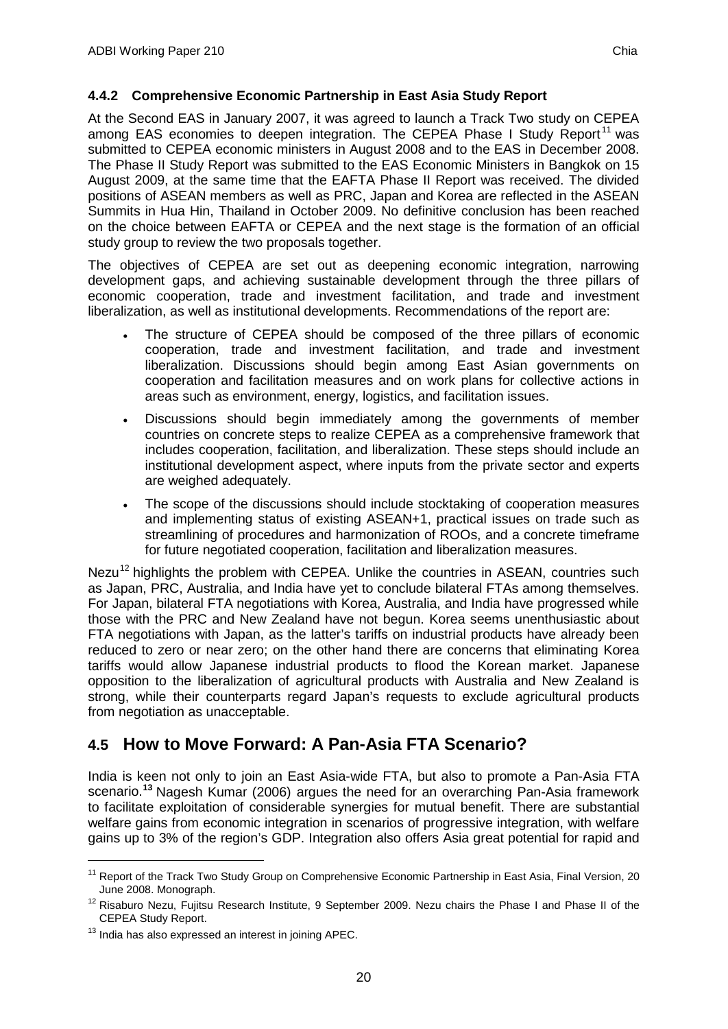### 4.4.2 Comprehensive Economic Partnership in East Asia Study Report

At the Second EAS in January 2007, it was agreed to launch a Track Two study on CEPEA among EAS economies to deepen integration. The CEPEA Phase I Study Report[11] was submitted to CEPEA economic ministers in August 2008 and to the EAS in December 2008. The Phase II Study Report was submitted to the EAS Economic Ministers in Bangkok on 15 August 2009, at the same time that the EAFTA Phase II Report was received. The divided positions of ASEAN members as well as PRC, Japan and Korea are reflected in the ASEAN Summits in Hua Hin, Thailand in October 2009. No definitive conclusion has been reached on the choice between EAFTA or CEPEA and the next stage is the formation of an official study group to review the two proposals together.

The objectives of CEPEA are set out as deepening economic integration, narrowing development gaps, and achieving sustainable development through the three pillars of economic cooperation, trade and investment facilitation, and trade and investment liberalization, as well as institutional developments. Recommendations of the report are:

- The structure of CEPEA should be composed of the three pillars of economic cooperation, trade and investment facilitation, and trade and investment liberalization. Discussions should begin among East Asian governments on cooperation and facilitation measures and on work plans for collective actions in areas such as environment, energy, logistics, and facilitation issues.
- Discussions should begin immediately among the governments of member countries on concrete steps to realize CEPEA as a comprehensive framework that includes cooperation, facilitation, and liberalization. These steps should include an institutional development aspect, where inputs from the private sector and experts are weighed adequately.
- The scope of the discussions should include stocktaking of cooperation measures and implementing status of existing ASEAN+1, practical issues on trade such as streamlining of procedures and harmonization of ROOs, and a concrete timeframe for future negotiated cooperation, facilitation and liberalization measures.

Nezu[12] highlights the problem with CEPEA. Unlike the countries in ASEAN, countries such as Japan, PRC, Australia, and India have yet to conclude bilateral FTAs among themselves. For Japan, bilateral FTA negotiations with Korea, Australia, and India have progressed while those with the PRC and New Zealand have not begun. Korea seems unenthusiastic about FTA negotiations with Japan, as the latter's tariffs on industrial products have already been reduced to zero or near zero; on the other hand there are concerns that eliminating Korea tariffs would allow Japanese industrial products to flood the Korean market. Japanese opposition to the liberalization of agricultural products with Australia and New Zealand is strong, while their counterparts regard Japan's requests to exclude agricultural products from negotiation as unacceptable.

## 4.5 How to Move Forward: A Pan-Asia FTA Scenario?

India is keen not only to join an East Asia-wide FTA, but also to promote a Pan-Asia FTA scenario.[13] Nagesh Kumar (2006) argues the need for an overarching Pan-Asia framework to facilitate exploitation of considerable synergies for mutual benefit. There are substantial welfare gains from economic integration in scenarios of progressive integration, with welfare gains up to 3% of the region's GDP. Integration also offers Asia great potential for rapid and

[11] Report of the Track Two Study Group on Comprehensive Economic Partnership in East Asia, Final Version, 20 June 2008. Monograph.

[12] Risaburo Nezu, Fujitsu Research Institute, 9 September 2009. Nezu chairs the Phase I and Phase II of the CEPEA Study Report.

[13] India has also expressed an interest in joining APEC.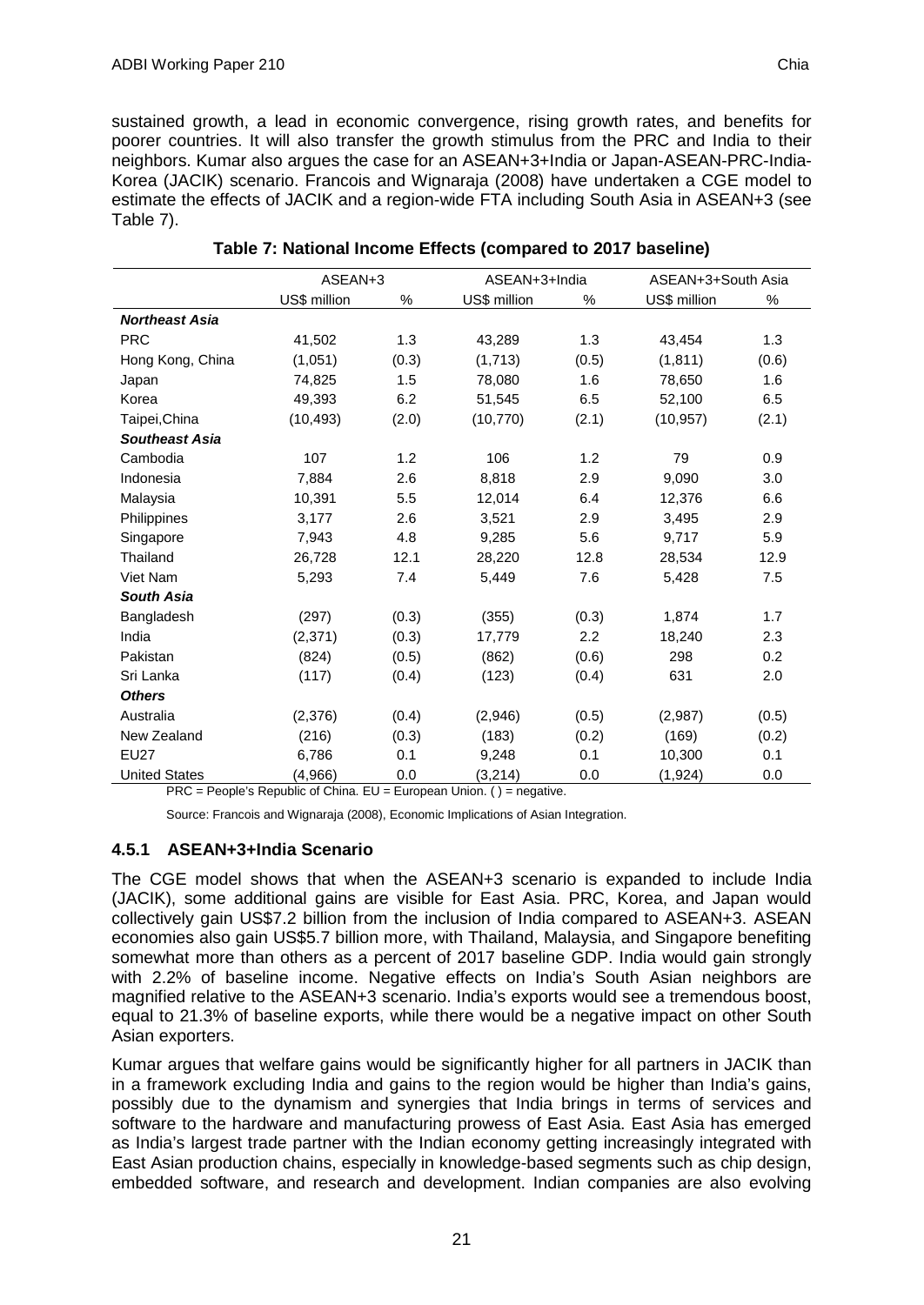sustained growth, a lead in economic convergence, rising growth rates, and benefits for poorer countries. It will also transfer the growth stimulus from the PRC and India to their neighbors. Kumar also argues the case for an ASEAN+3+India or Japan-ASEAN-PRC-India-Korea (JACIK) scenario. Francois and Wignaraja (2008) have undertaken a CGE model to estimate the effects of JACIK and a region-wide FTA including South Asia in ASEAN+3 (see Table 7).

**Table 7: National Income Effects (compared to 2017 baseline)**

| | ASEAN+3 | | ASEAN+3+India | | ASEAN+3+South Asia | |
|---|---|---|---|---|---|---|
| | US$ million | % | US$ million | % | US$ million | % |
| ***Northeast Asia*** | | | | | | |
| PRC | 41,502 | 1.3 | 43,289 | 1.3 | 43,454 | 1.3 |
| Hong Kong, China | (1,051) | (0.3) | (1,713) | (0.5) | (1,811) | (0.6) |
| Japan | 74,825 | 1.5 | 78,080 | 1.6 | 78,650 | 1.6 |
| Korea | 49,393 | 6.2 | 51,545 | 6.5 | 52,100 | 6.5 |
| Taipei,China | (10,493) | (2.0) | (10,770) | (2.1) | (10,957) | (2.1) |
| ***Southeast Asia*** | | | | | | |
| Cambodia | 107 | 1.2 | 106 | 1.2 | 79 | 0.9 |
| Indonesia | 7,884 | 2.6 | 8,818 | 2.9 | 9,090 | 3.0 |
| Malaysia | 10,391 | 5.5 | 12,014 | 6.4 | 12,376 | 6.6 |
| Philippines | 3,177 | 2.6 | 3,521 | 2.9 | 3,495 | 2.9 |
| Singapore | 7,943 | 4.8 | 9,285 | 5.6 | 9,717 | 5.9 |
| Thailand | 26,728 | 12.1 | 28,220 | 12.8 | 28,534 | 12.9 |
| Viet Nam | 5,293 | 7.4 | 5,449 | 7.6 | 5,428 | 7.5 |
| ***South Asia*** | | | | | | |
| Bangladesh | (297) | (0.3) | (355) | (0.3) | 1,874 | 1.7 |
| India | (2,371) | (0.3) | 17,779 | 2.2 | 18,240 | 2.3 |
| Pakistan | (824) | (0.5) | (862) | (0.6) | 298 | 0.2 |
| Sri Lanka | (117) | (0.4) | (123) | (0.4) | 631 | 2.0 |
| ***Others*** | | | | | | |
| Australia | (2,376) | (0.4) | (2,946) | (0.5) | (2,987) | (0.5) |
| New Zealand | (216) | (0.3) | (183) | (0.2) | (169) | (0.2) |
| EU27 | 6,786 | 0.1 | 9,248 | 0.1 | 10,300 | 0.1 |
| United States | (4,966) | 0.0 | (3,214) | 0.0 | (1,924) | 0.0 |

PRC = People's Republic of China. EU = European Union. ( ) = negative.

Source: Francois and Wignaraja (2008), Economic Implications of Asian Integration.

### 4.5.1 ASEAN+3+India Scenario

The CGE model shows that when the ASEAN+3 scenario is expanded to include India (JACIK), some additional gains are visible for East Asia. PRC, Korea, and Japan would collectively gain US$7.2 billion from the inclusion of India compared to ASEAN+3. ASEAN economies also gain US$5.7 billion more, with Thailand, Malaysia, and Singapore benefiting somewhat more than others as a percent of 2017 baseline GDP. India would gain strongly with 2.2% of baseline income. Negative effects on India's South Asian neighbors are magnified relative to the ASEAN+3 scenario. India's exports would see a tremendous boost, equal to 21.3% of baseline exports, while there would be a negative impact on other South Asian exporters.

Kumar argues that welfare gains would be significantly higher for all partners in JACIK than in a framework excluding India and gains to the region would be higher than India's gains, possibly due to the dynamism and synergies that India brings in terms of services and software to the hardware and manufacturing prowess of East Asia. East Asia has emerged as India's largest trade partner with the Indian economy getting increasingly integrated with East Asian production chains, especially in knowledge-based segments such as chip design, embedded software, and research and development. Indian companies are also evolving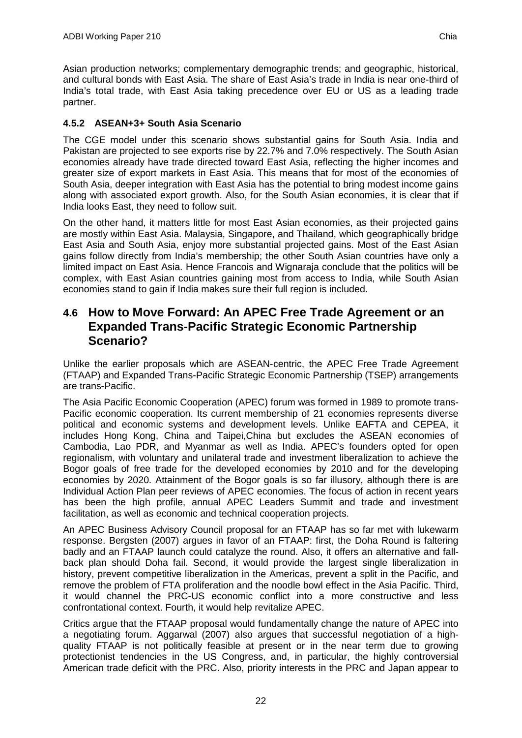Asian production networks; complementary demographic trends; and geographic, historical, and cultural bonds with East Asia. The share of East Asia's trade in India is near one-third of India's total trade, with East Asia taking precedence over EU or US as a leading trade partner.

### 4.5.2 ASEAN+3+ South Asia Scenario

The CGE model under this scenario shows substantial gains for South Asia. India and Pakistan are projected to see exports rise by 22.7% and 7.0% respectively. The South Asian economies already have trade directed toward East Asia, reflecting the higher incomes and greater size of export markets in East Asia. This means that for most of the economies of South Asia, deeper integration with East Asia has the potential to bring modest income gains along with associated export growth. Also, for the South Asian economies, it is clear that if India looks East, they need to follow suit.

On the other hand, it matters little for most East Asian economies, as their projected gains are mostly within East Asia. Malaysia, Singapore, and Thailand, which geographically bridge East Asia and South Asia, enjoy more substantial projected gains. Most of the East Asian gains follow directly from India's membership; the other South Asian countries have only a limited impact on East Asia. Hence Francois and Wignaraja conclude that the politics will be complex, with East Asian countries gaining most from access to India, while South Asian economies stand to gain if India makes sure their full region is included.

## 4.6 How to Move Forward: An APEC Free Trade Agreement or an Expanded Trans-Pacific Strategic Economic Partnership Scenario?

Unlike the earlier proposals which are ASEAN-centric, the APEC Free Trade Agreement (FTAAP) and Expanded Trans-Pacific Strategic Economic Partnership (TSEP) arrangements are trans-Pacific.

The Asia Pacific Economic Cooperation (APEC) forum was formed in 1989 to promote trans-Pacific economic cooperation. Its current membership of 21 economies represents diverse political and economic systems and development levels. Unlike EAFTA and CEPEA, it includes Hong Kong, China and Taipei,China but excludes the ASEAN economies of Cambodia, Lao PDR, and Myanmar as well as India. APEC's founders opted for open regionalism, with voluntary and unilateral trade and investment liberalization to achieve the Bogor goals of free trade for the developed economies by 2010 and for the developing economies by 2020. Attainment of the Bogor goals is so far illusory, although there is are Individual Action Plan peer reviews of APEC economies. The focus of action in recent years has been the high profile, annual APEC Leaders Summit and trade and investment facilitation, as well as economic and technical cooperation projects.

An APEC Business Advisory Council proposal for an FTAAP has so far met with lukewarm response. Bergsten (2007) argues in favor of an FTAAP: first, the Doha Round is faltering badly and an FTAAP launch could catalyze the round. Also, it offers an alternative and fall-back plan should Doha fail. Second, it would provide the largest single liberalization in history, prevent competitive liberalization in the Americas, prevent a split in the Pacific, and remove the problem of FTA proliferation and the noodle bowl effect in the Asia Pacific. Third, it would channel the PRC-US economic conflict into a more constructive and less confrontational context. Fourth, it would help revitalize APEC.

Critics argue that the FTAAP proposal would fundamentally change the nature of APEC into a negotiating forum. Aggarwal (2007) also argues that successful negotiation of a high-quality FTAAP is not politically feasible at present or in the near term due to growing protectionist tendencies in the US Congress, and, in particular, the highly controversial American trade deficit with the PRC. Also, priority interests in the PRC and Japan appear to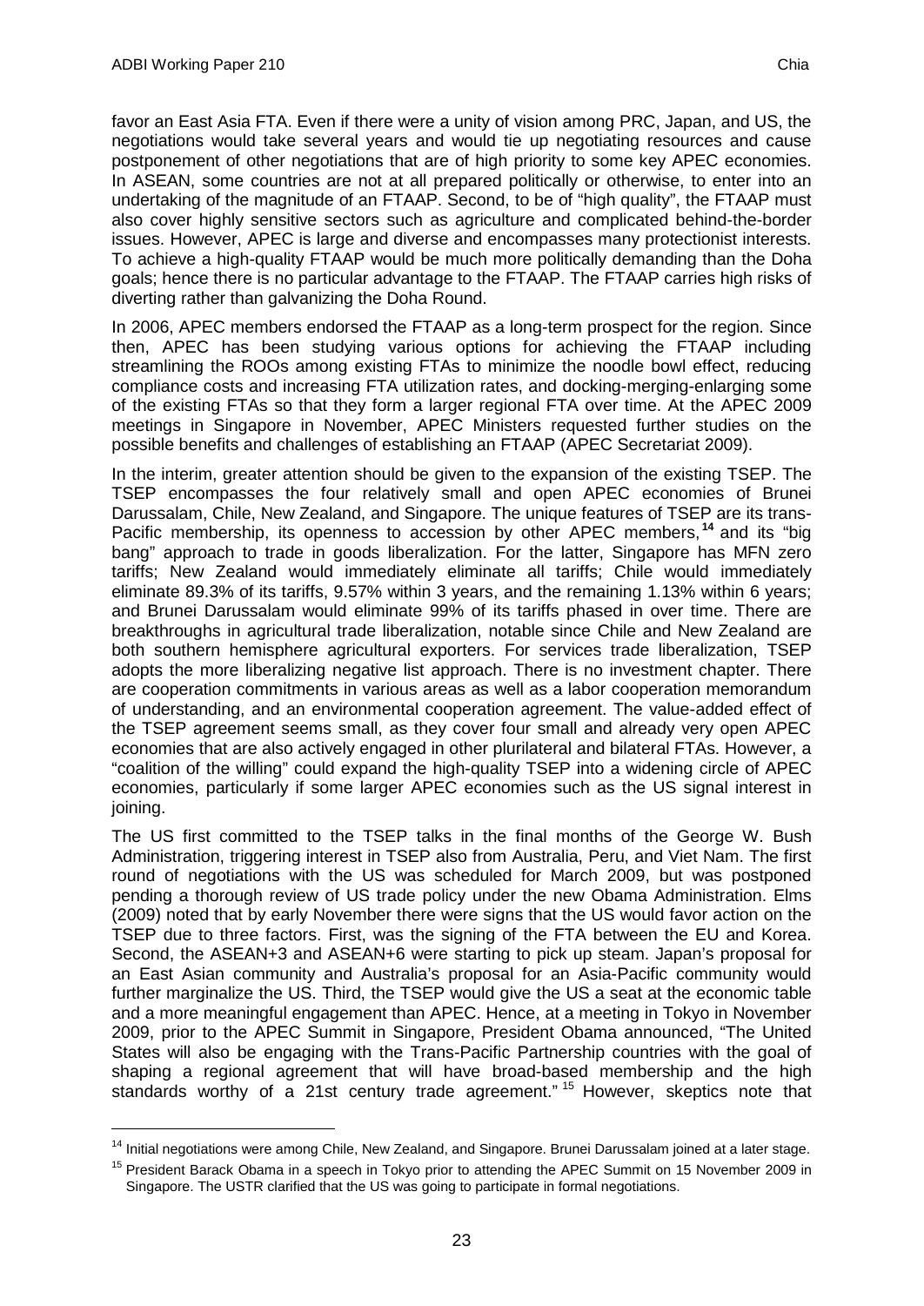favor an East Asia FTA. Even if there were a unity of vision among PRC, Japan, and US, the negotiations would take several years and would tie up negotiating resources and cause postponement of other negotiations that are of high priority to some key APEC economies. In ASEAN, some countries are not at all prepared politically or otherwise, to enter into an undertaking of the magnitude of an FTAAP. Second, to be of "high quality", the FTAAP must also cover highly sensitive sectors such as agriculture and complicated behind-the-border issues. However, APEC is large and diverse and encompasses many protectionist interests. To achieve a high-quality FTAAP would be much more politically demanding than the Doha goals; hence there is no particular advantage to the FTAAP. The FTAAP carries high risks of diverting rather than galvanizing the Doha Round.

In 2006, APEC members endorsed the FTAAP as a long-term prospect for the region. Since then, APEC has been studying various options for achieving the FTAAP including streamlining the ROOs among existing FTAs to minimize the noodle bowl effect, reducing compliance costs and increasing FTA utilization rates, and docking-merging-enlarging some of the existing FTAs so that they form a larger regional FTA over time. At the APEC 2009 meetings in Singapore in November, APEC Ministers requested further studies on the possible benefits and challenges of establishing an FTAAP (APEC Secretariat 2009).

In the interim, greater attention should be given to the expansion of the existing TSEP. The TSEP encompasses the four relatively small and open APEC economies of Brunei Darussalam, Chile, New Zealand, and Singapore. The unique features of TSEP are its trans-Pacific membership, its openness to accession by other APEC members,[14] and its "big bang" approach to trade in goods liberalization. For the latter, Singapore has MFN zero tariffs; New Zealand would immediately eliminate all tariffs; Chile would immediately eliminate 89.3% of its tariffs, 9.57% within 3 years, and the remaining 1.13% within 6 years; and Brunei Darussalam would eliminate 99% of its tariffs phased in over time. There are breakthroughs in agricultural trade liberalization, notable since Chile and New Zealand are both southern hemisphere agricultural exporters. For services trade liberalization, TSEP adopts the more liberalizing negative list approach. There is no investment chapter. There are cooperation commitments in various areas as well as a labor cooperation memorandum of understanding, and an environmental cooperation agreement. The value-added effect of the TSEP agreement seems small, as they cover four small and already very open APEC economies that are also actively engaged in other plurilateral and bilateral FTAs. However, a "coalition of the willing" could expand the high-quality TSEP into a widening circle of APEC economies, particularly if some larger APEC economies such as the US signal interest in joining.

The US first committed to the TSEP talks in the final months of the George W. Bush Administration, triggering interest in TSEP also from Australia, Peru, and Viet Nam. The first round of negotiations with the US was scheduled for March 2009, but was postponed pending a thorough review of US trade policy under the new Obama Administration. Elms (2009) noted that by early November there were signs that the US would favor action on the TSEP due to three factors. First, was the signing of the FTA between the EU and Korea. Second, the ASEAN+3 and ASEAN+6 were starting to pick up steam. Japan's proposal for an East Asian community and Australia's proposal for an Asia-Pacific community would further marginalize the US. Third, the TSEP would give the US a seat at the economic table and a more meaningful engagement than APEC. Hence, at a meeting in Tokyo in November 2009, prior to the APEC Summit in Singapore, President Obama announced, "The United States will also be engaging with the Trans-Pacific Partnership countries with the goal of shaping a regional agreement that will have broad-based membership and the high standards worthy of a 21st century trade agreement."[15] However, skeptics note that

---

[14] Initial negotiations were among Chile, New Zealand, and Singapore. Brunei Darussalam joined at a later stage.

[15] President Barack Obama in a speech in Tokyo prior to attending the APEC Summit on 15 November 2009 in Singapore. The USTR clarified that the US was going to participate in formal negotiations.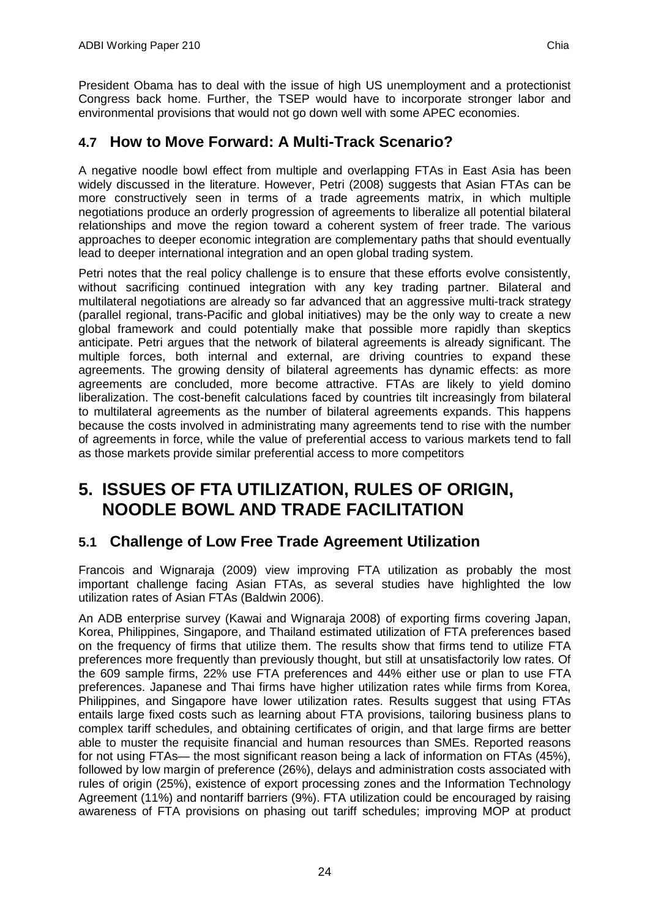President Obama has to deal with the issue of high US unemployment and a protectionist Congress back home. Further, the TSEP would have to incorporate stronger labor and environmental provisions that would not go down well with some APEC economies.

### 4.7 How to Move Forward: A Multi-Track Scenario?

A negative noodle bowl effect from multiple and overlapping FTAs in East Asia has been widely discussed in the literature. However, Petri (2008) suggests that Asian FTAs can be more constructively seen in terms of a trade agreements matrix, in which multiple negotiations produce an orderly progression of agreements to liberalize all potential bilateral relationships and move the region toward a coherent system of freer trade. The various approaches to deeper economic integration are complementary paths that should eventually lead to deeper international integration and an open global trading system.

Petri notes that the real policy challenge is to ensure that these efforts evolve consistently, without sacrificing continued integration with any key trading partner. Bilateral and multilateral negotiations are already so far advanced that an aggressive multi-track strategy (parallel regional, trans-Pacific and global initiatives) may be the only way to create a new global framework and could potentially make that possible more rapidly than skeptics anticipate. Petri argues that the network of bilateral agreements is already significant. The multiple forces, both internal and external, are driving countries to expand these agreements. The growing density of bilateral agreements has dynamic effects: as more agreements are concluded, more become attractive. FTAs are likely to yield domino liberalization. The cost-benefit calculations faced by countries tilt increasingly from bilateral to multilateral agreements as the number of bilateral agreements expands. This happens because the costs involved in administrating many agreements tend to rise with the number of agreements in force, while the value of preferential access to various markets tend to fall as those markets provide similar preferential access to more competitors

## 5. ISSUES OF FTA UTILIZATION, RULES OF ORIGIN, NOODLE BOWL AND TRADE FACILITATION

### 5.1 Challenge of Low Free Trade Agreement Utilization

Francois and Wignaraja (2009) view improving FTA utilization as probably the most important challenge facing Asian FTAs, as several studies have highlighted the low utilization rates of Asian FTAs (Baldwin 2006).

An ADB enterprise survey (Kawai and Wignaraja 2008) of exporting firms covering Japan, Korea, Philippines, Singapore, and Thailand estimated utilization of FTA preferences based on the frequency of firms that utilize them. The results show that firms tend to utilize FTA preferences more frequently than previously thought, but still at unsatisfactorily low rates. Of the 609 sample firms, 22% use FTA preferences and 44% either use or plan to use FTA preferences. Japanese and Thai firms have higher utilization rates while firms from Korea, Philippines, and Singapore have lower utilization rates. Results suggest that using FTAs entails large fixed costs such as learning about FTA provisions, tailoring business plans to complex tariff schedules, and obtaining certificates of origin, and that large firms are better able to muster the requisite financial and human resources than SMEs. Reported reasons for not using FTAs— the most significant reason being a lack of information on FTAs (45%), followed by low margin of preference (26%), delays and administration costs associated with rules of origin (25%), existence of export processing zones and the Information Technology Agreement (11%) and nontariff barriers (9%). FTA utilization could be encouraged by raising awareness of FTA provisions on phasing out tariff schedules; improving MOP at product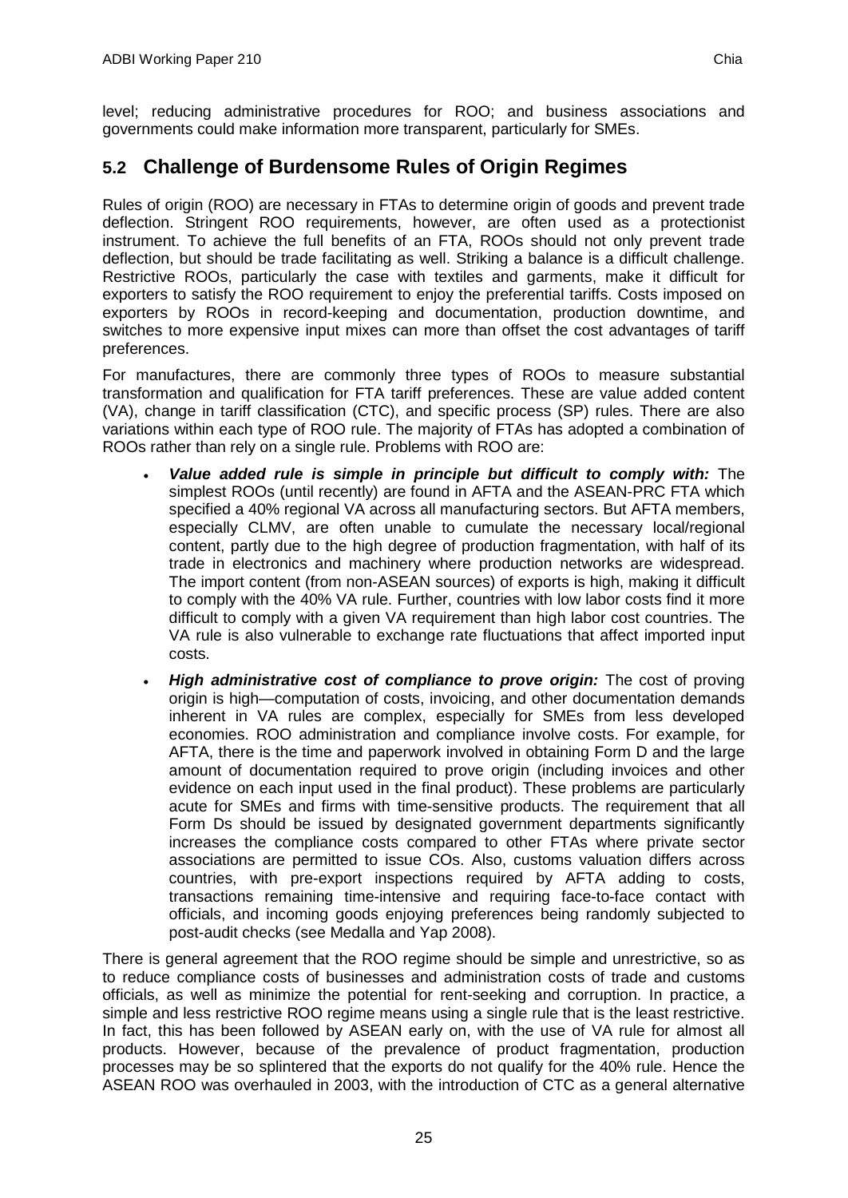level; reducing administrative procedures for ROO; and business associations and governments could make information more transparent, particularly for SMEs.

## 5.2 Challenge of Burdensome Rules of Origin Regimes

Rules of origin (ROO) are necessary in FTAs to determine origin of goods and prevent trade deflection. Stringent ROO requirements, however, are often used as a protectionist instrument. To achieve the full benefits of an FTA, ROOs should not only prevent trade deflection, but should be trade facilitating as well. Striking a balance is a difficult challenge. Restrictive ROOs, particularly the case with textiles and garments, make it difficult for exporters to satisfy the ROO requirement to enjoy the preferential tariffs. Costs imposed on exporters by ROOs in record-keeping and documentation, production downtime, and switches to more expensive input mixes can more than offset the cost advantages of tariff preferences.

For manufactures, there are commonly three types of ROOs to measure substantial transformation and qualification for FTA tariff preferences. These are value added content (VA), change in tariff classification (CTC), and specific process (SP) rules. There are also variations within each type of ROO rule. The majority of FTAs has adopted a combination of ROOs rather than rely on a single rule. Problems with ROO are:

- ***Value added rule is simple in principle but difficult to comply with:*** The simplest ROOs (until recently) are found in AFTA and the ASEAN-PRC FTA which specified a 40% regional VA across all manufacturing sectors. But AFTA members, especially CLMV, are often unable to cumulate the necessary local/regional content, partly due to the high degree of production fragmentation, with half of its trade in electronics and machinery where production networks are widespread. The import content (from non-ASEAN sources) of exports is high, making it difficult to comply with the 40% VA rule. Further, countries with low labor costs find it more difficult to comply with a given VA requirement than high labor cost countries. The VA rule is also vulnerable to exchange rate fluctuations that affect imported input costs.
- ***High administrative cost of compliance to prove origin:*** The cost of proving origin is high—computation of costs, invoicing, and other documentation demands inherent in VA rules are complex, especially for SMEs from less developed economies. ROO administration and compliance involve costs. For example, for AFTA, there is the time and paperwork involved in obtaining Form D and the large amount of documentation required to prove origin (including invoices and other evidence on each input used in the final product). These problems are particularly acute for SMEs and firms with time-sensitive products. The requirement that all Form Ds should be issued by designated government departments significantly increases the compliance costs compared to other FTAs where private sector associations are permitted to issue COs. Also, customs valuation differs across countries, with pre-export inspections required by AFTA adding to costs, transactions remaining time-intensive and requiring face-to-face contact with officials, and incoming goods enjoying preferences being randomly subjected to post-audit checks (see Medalla and Yap 2008).

There is general agreement that the ROO regime should be simple and unrestrictive, so as to reduce compliance costs of businesses and administration costs of trade and customs officials, as well as minimize the potential for rent-seeking and corruption. In practice, a simple and less restrictive ROO regime means using a single rule that is the least restrictive. In fact, this has been followed by ASEAN early on, with the use of VA rule for almost all products. However, because of the prevalence of product fragmentation, production processes may be so splintered that the exports do not qualify for the 40% rule. Hence the ASEAN ROO was overhauled in 2003, with the introduction of CTC as a general alternative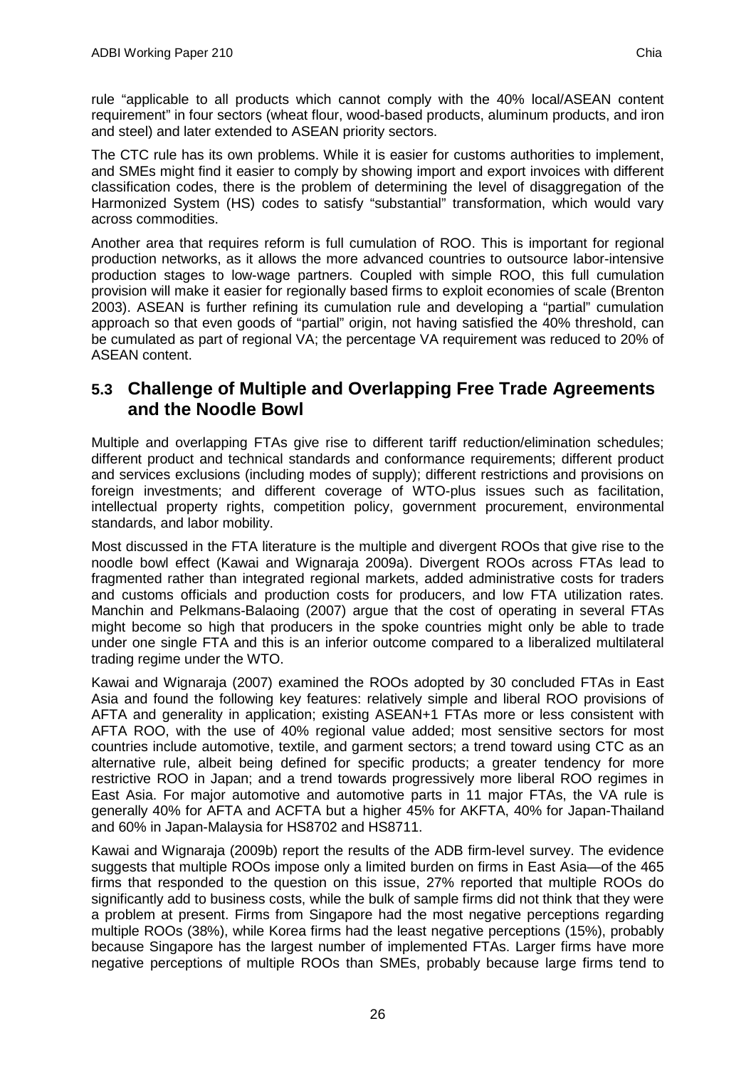rule "applicable to all products which cannot comply with the 40% local/ASEAN content requirement" in four sectors (wheat flour, wood-based products, aluminum products, and iron and steel) and later extended to ASEAN priority sectors.

The CTC rule has its own problems. While it is easier for customs authorities to implement, and SMEs might find it easier to comply by showing import and export invoices with different classification codes, there is the problem of determining the level of disaggregation of the Harmonized System (HS) codes to satisfy "substantial" transformation, which would vary across commodities.

Another area that requires reform is full cumulation of ROO. This is important for regional production networks, as it allows the more advanced countries to outsource labor-intensive production stages to low-wage partners. Coupled with simple ROO, this full cumulation provision will make it easier for regionally based firms to exploit economies of scale (Brenton 2003). ASEAN is further refining its cumulation rule and developing a "partial" cumulation approach so that even goods of "partial" origin, not having satisfied the 40% threshold, can be cumulated as part of regional VA; the percentage VA requirement was reduced to 20% of ASEAN content.

## 5.3 Challenge of Multiple and Overlapping Free Trade Agreements and the Noodle Bowl

Multiple and overlapping FTAs give rise to different tariff reduction/elimination schedules; different product and technical standards and conformance requirements; different product and services exclusions (including modes of supply); different restrictions and provisions on foreign investments; and different coverage of WTO-plus issues such as facilitation, intellectual property rights, competition policy, government procurement, environmental standards, and labor mobility.

Most discussed in the FTA literature is the multiple and divergent ROOs that give rise to the noodle bowl effect (Kawai and Wignaraja 2009a). Divergent ROOs across FTAs lead to fragmented rather than integrated regional markets, added administrative costs for traders and customs officials and production costs for producers, and low FTA utilization rates. Manchin and Pelkmans-Balaoing (2007) argue that the cost of operating in several FTAs might become so high that producers in the spoke countries might only be able to trade under one single FTA and this is an inferior outcome compared to a liberalized multilateral trading regime under the WTO.

Kawai and Wignaraja (2007) examined the ROOs adopted by 30 concluded FTAs in East Asia and found the following key features: relatively simple and liberal ROO provisions of AFTA and generality in application; existing ASEAN+1 FTAs more or less consistent with AFTA ROO, with the use of 40% regional value added; most sensitive sectors for most countries include automotive, textile, and garment sectors; a trend toward using CTC as an alternative rule, albeit being defined for specific products; a greater tendency for more restrictive ROO in Japan; and a trend towards progressively more liberal ROO regimes in East Asia. For major automotive and automotive parts in 11 major FTAs, the VA rule is generally 40% for AFTA and ACFTA but a higher 45% for AKFTA, 40% for Japan-Thailand and 60% in Japan-Malaysia for HS8702 and HS8711.

Kawai and Wignaraja (2009b) report the results of the ADB firm-level survey. The evidence suggests that multiple ROOs impose only a limited burden on firms in East Asia—of the 465 firms that responded to the question on this issue, 27% reported that multiple ROOs do significantly add to business costs, while the bulk of sample firms did not think that they were a problem at present. Firms from Singapore had the most negative perceptions regarding multiple ROOs (38%), while Korea firms had the least negative perceptions (15%), probably because Singapore has the largest number of implemented FTAs. Larger firms have more negative perceptions of multiple ROOs than SMEs, probably because large firms tend to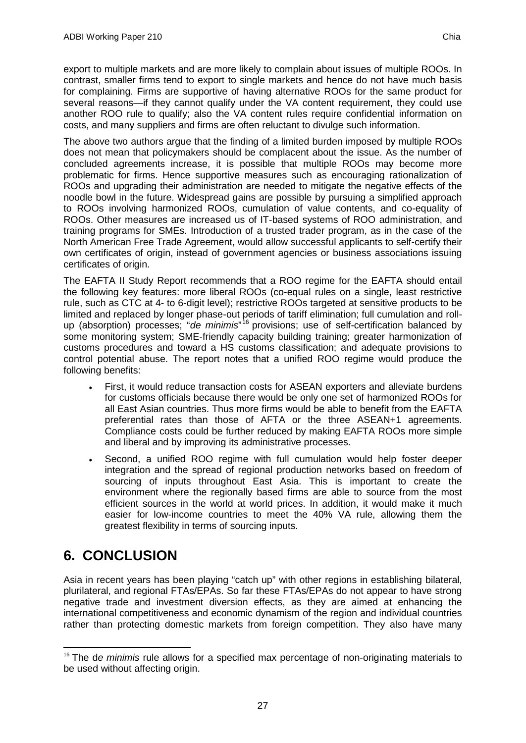export to multiple markets and are more likely to complain about issues of multiple ROOs. In contrast, smaller firms tend to export to single markets and hence do not have much basis for complaining. Firms are supportive of having alternative ROOs for the same product for several reasons—if they cannot qualify under the VA content requirement, they could use another ROO rule to qualify; also the VA content rules require confidential information on costs, and many suppliers and firms are often reluctant to divulge such information.

The above two authors argue that the finding of a limited burden imposed by multiple ROOs does not mean that policymakers should be complacent about the issue. As the number of concluded agreements increase, it is possible that multiple ROOs may become more problematic for firms. Hence supportive measures such as encouraging rationalization of ROOs and upgrading their administration are needed to mitigate the negative effects of the noodle bowl in the future. Widespread gains are possible by pursuing a simplified approach to ROOs involving harmonized ROOs, cumulation of value contents, and co-equality of ROOs. Other measures are increased us of IT-based systems of ROO administration, and training programs for SMEs. Introduction of a trusted trader program, as in the case of the North American Free Trade Agreement, would allow successful applicants to self-certify their own certificates of origin, instead of government agencies or business associations issuing certificates of origin.

The EAFTA II Study Report recommends that a ROO regime for the EAFTA should entail the following key features: more liberal ROOs (co-equal rules on a single, least restrictive rule, such as CTC at 4- to 6-digit level); restrictive ROOs targeted at sensitive products to be limited and replaced by longer phase-out periods of tariff elimination; full cumulation and roll-up (absorption) processes; "*de minimis*"[16] provisions; use of self-certification balanced by some monitoring system; SME-friendly capacity building training; greater harmonization of customs procedures and toward a HS customs classification; and adequate provisions to control potential abuse. The report notes that a unified ROO regime would produce the following benefits:

- First, it would reduce transaction costs for ASEAN exporters and alleviate burdens for customs officials because there would be only one set of harmonized ROOs for all East Asian countries. Thus more firms would be able to benefit from the EAFTA preferential rates than those of AFTA or the three ASEAN+1 agreements. Compliance costs could be further reduced by making EAFTA ROOs more simple and liberal and by improving its administrative processes.
- Second, a unified ROO regime with full cumulation would help foster deeper integration and the spread of regional production networks based on freedom of sourcing of inputs throughout East Asia. This is important to create the environment where the regionally based firms are able to source from the most efficient sources in the world at world prices. In addition, it would make it much easier for low-income countries to meet the 40% VA rule, allowing them the greatest flexibility in terms of sourcing inputs.

# 6. CONCLUSION

Asia in recent years has been playing "catch up" with other regions in establishing bilateral, plurilateral, and regional FTAs/EPAs. So far these FTAs/EPAs do not appear to have strong negative trade and investment diversion effects, as they are aimed at enhancing the international competitiveness and economic dynamism of the region and individual countries rather than protecting domestic markets from foreign competition. They also have many

---

[16] The d*e minimis* rule allows for a specified max percentage of non-originating materials to be used without affecting origin.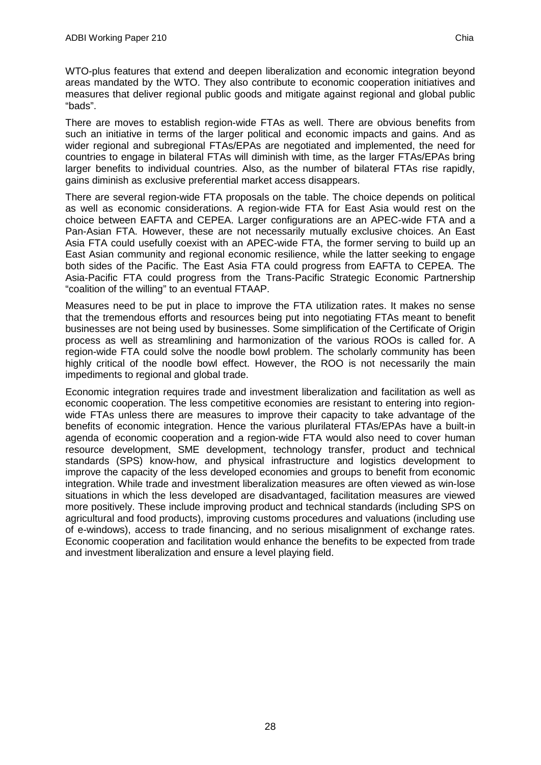WTO-plus features that extend and deepen liberalization and economic integration beyond areas mandated by the WTO. They also contribute to economic cooperation initiatives and measures that deliver regional public goods and mitigate against regional and global public "bads".

There are moves to establish region-wide FTAs as well. There are obvious benefits from such an initiative in terms of the larger political and economic impacts and gains. And as wider regional and subregional FTAs/EPAs are negotiated and implemented, the need for countries to engage in bilateral FTAs will diminish with time, as the larger FTAs/EPAs bring larger benefits to individual countries. Also, as the number of bilateral FTAs rise rapidly, gains diminish as exclusive preferential market access disappears.

There are several region-wide FTA proposals on the table. The choice depends on political as well as economic considerations. A region-wide FTA for East Asia would rest on the choice between EAFTA and CEPEA. Larger configurations are an APEC-wide FTA and a Pan-Asian FTA. However, these are not necessarily mutually exclusive choices. An East Asia FTA could usefully coexist with an APEC-wide FTA, the former serving to build up an East Asian community and regional economic resilience, while the latter seeking to engage both sides of the Pacific. The East Asia FTA could progress from EAFTA to CEPEA. The Asia-Pacific FTA could progress from the Trans-Pacific Strategic Economic Partnership "coalition of the willing" to an eventual FTAAP.

Measures need to be put in place to improve the FTA utilization rates. It makes no sense that the tremendous efforts and resources being put into negotiating FTAs meant to benefit businesses are not being used by businesses. Some simplification of the Certificate of Origin process as well as streamlining and harmonization of the various ROOs is called for. A region-wide FTA could solve the noodle bowl problem. The scholarly community has been highly critical of the noodle bowl effect. However, the ROO is not necessarily the main impediments to regional and global trade.

Economic integration requires trade and investment liberalization and facilitation as well as economic cooperation. The less competitive economies are resistant to entering into region-wide FTAs unless there are measures to improve their capacity to take advantage of the benefits of economic integration. Hence the various plurilateral FTAs/EPAs have a built-in agenda of economic cooperation and a region-wide FTA would also need to cover human resource development, SME development, technology transfer, product and technical standards (SPS) know-how, and physical infrastructure and logistics development to improve the capacity of the less developed economies and groups to benefit from economic integration. While trade and investment liberalization measures are often viewed as win-lose situations in which the less developed are disadvantaged, facilitation measures are viewed more positively. These include improving product and technical standards (including SPS on agricultural and food products), improving customs procedures and valuations (including use of e-windows), access to trade financing, and no serious misalignment of exchange rates. Economic cooperation and facilitation would enhance the benefits to be expected from trade and investment liberalization and ensure a level playing field.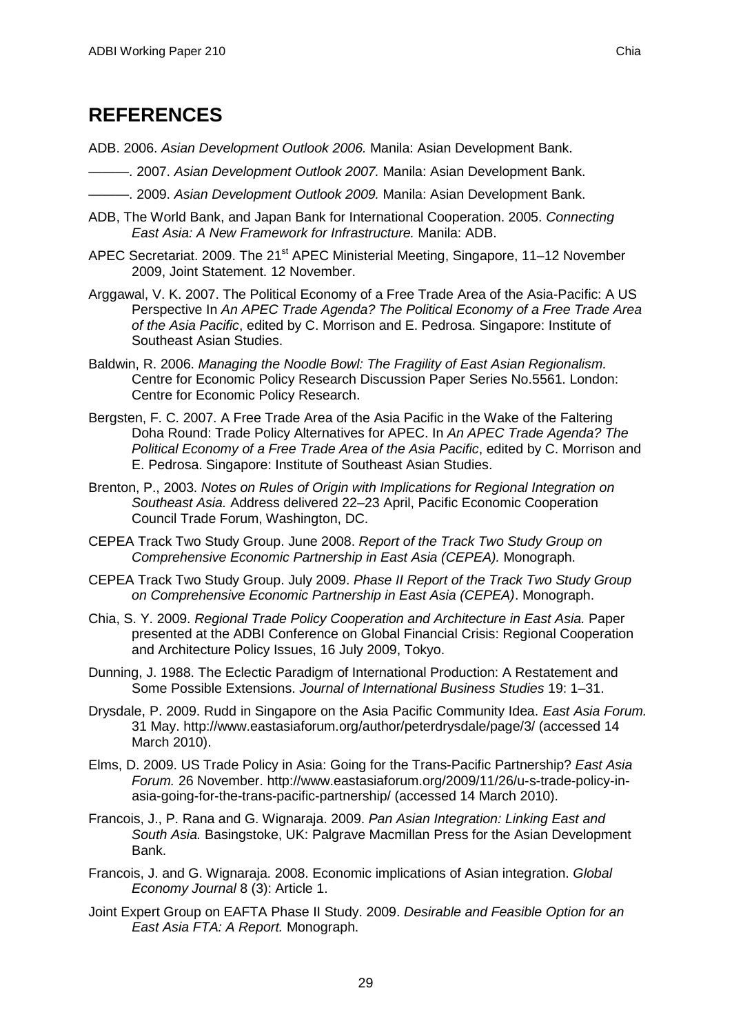# REFERENCES

ADB. 2006. *Asian Development Outlook 2006.* Manila: Asian Development Bank.

———. 2007. *Asian Development Outlook 2007.* Manila: Asian Development Bank.

———. 2009. *Asian Development Outlook 2009.* Manila: Asian Development Bank.

ADB, The World Bank, and Japan Bank for International Cooperation. 2005. *Connecting East Asia: A New Framework for Infrastructure.* Manila: ADB.

APEC Secretariat. 2009. The 21st APEC Ministerial Meeting, Singapore, 11–12 November 2009, Joint Statement. 12 November.

Arggawal, V. K. 2007. The Political Economy of a Free Trade Area of the Asia-Pacific: A US Perspective In *An APEC Trade Agenda? The Political Economy of a Free Trade Area of the Asia Pacific*, edited by C. Morrison and E. Pedrosa. Singapore: Institute of Southeast Asian Studies.

Baldwin, R. 2006. *Managing the Noodle Bowl: The Fragility of East Asian Regionalism.* Centre for Economic Policy Research Discussion Paper Series No.5561. London: Centre for Economic Policy Research.

Bergsten, F. C. 2007. A Free Trade Area of the Asia Pacific in the Wake of the Faltering Doha Round: Trade Policy Alternatives for APEC. In *An APEC Trade Agenda? The Political Economy of a Free Trade Area of the Asia Pacific*, edited by C. Morrison and E. Pedrosa. Singapore: Institute of Southeast Asian Studies.

Brenton, P., 2003. *Notes on Rules of Origin with Implications for Regional Integration on Southeast Asia.* Address delivered 22–23 April, Pacific Economic Cooperation Council Trade Forum, Washington, DC.

CEPEA Track Two Study Group. June 2008. *Report of the Track Two Study Group on Comprehensive Economic Partnership in East Asia (CEPEA).* Monograph.

CEPEA Track Two Study Group. July 2009. *Phase II Report of the Track Two Study Group on Comprehensive Economic Partnership in East Asia (CEPEA)*. Monograph.

Chia, S. Y. 2009. *Regional Trade Policy Cooperation and Architecture in East Asia.* Paper presented at the ADBI Conference on Global Financial Crisis: Regional Cooperation and Architecture Policy Issues, 16 July 2009, Tokyo.

Dunning, J. 1988. The Eclectic Paradigm of International Production: A Restatement and Some Possible Extensions. *Journal of International Business Studies* 19: 1–31.

Drysdale, P. 2009. Rudd in Singapore on the Asia Pacific Community Idea. *East Asia Forum.* 31 May. http://www.eastasiaforum.org/author/peterdrysdale/page/3/ (accessed 14 March 2010).

Elms, D. 2009. US Trade Policy in Asia: Going for the Trans-Pacific Partnership? *East Asia Forum.* 26 November. http://www.eastasiaforum.org/2009/11/26/u-s-trade-policy-in-asia-going-for-the-trans-pacific-partnership/ (accessed 14 March 2010).

Francois, J., P. Rana and G. Wignaraja. 2009. *Pan Asian Integration: Linking East and South Asia.* Basingstoke, UK: Palgrave Macmillan Press for the Asian Development Bank.

Francois, J. and G. Wignaraja. 2008. Economic implications of Asian integration. *Global Economy Journal* 8 (3): Article 1.

Joint Expert Group on EAFTA Phase II Study. 2009. *Desirable and Feasible Option for an East Asia FTA: A Report.* Monograph.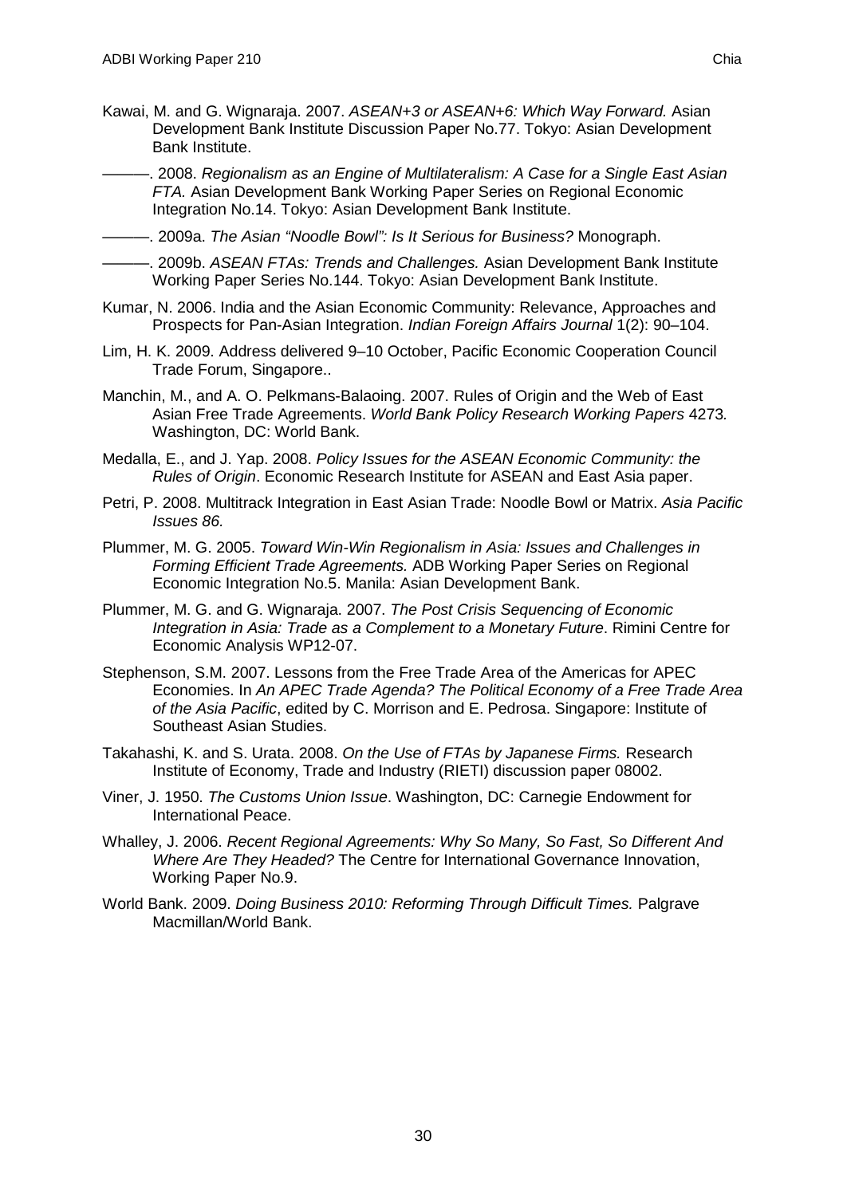Kawai, M. and G. Wignaraja. 2007. *ASEAN+3 or ASEAN+6: Which Way Forward.* Asian Development Bank Institute Discussion Paper No.77. Tokyo: Asian Development Bank Institute.

———. 2008. *Regionalism as an Engine of Multilateralism: A Case for a Single East Asian FTA.* Asian Development Bank Working Paper Series on Regional Economic Integration No.14. Tokyo: Asian Development Bank Institute.

———. 2009a. *The Asian "Noodle Bowl": Is It Serious for Business?* Monograph.

———. 2009b. *ASEAN FTAs: Trends and Challenges.* Asian Development Bank Institute Working Paper Series No.144. Tokyo: Asian Development Bank Institute.

Kumar, N. 2006. India and the Asian Economic Community: Relevance, Approaches and Prospects for Pan-Asian Integration. *Indian Foreign Affairs Journal* 1(2): 90–104.

Lim, H. K. 2009. Address delivered 9–10 October, Pacific Economic Cooperation Council Trade Forum, Singapore..

Manchin, M., and A. O. Pelkmans-Balaoing. 2007. Rules of Origin and the Web of East Asian Free Trade Agreements. *World Bank Policy Research Working Papers* 4273*.* Washington, DC: World Bank.

Medalla, E., and J. Yap. 2008. *Policy Issues for the ASEAN Economic Community: the Rules of Origin*. Economic Research Institute for ASEAN and East Asia paper.

Petri, P. 2008. Multitrack Integration in East Asian Trade: Noodle Bowl or Matrix. *Asia Pacific Issues 86.*

Plummer, M. G. 2005. *Toward Win-Win Regionalism in Asia: Issues and Challenges in Forming Efficient Trade Agreements.* ADB Working Paper Series on Regional Economic Integration No.5. Manila: Asian Development Bank.

Plummer, M. G. and G. Wignaraja. 2007*. The Post Crisis Sequencing of Economic Integration in Asia: Trade as a Complement to a Monetary Future*. Rimini Centre for Economic Analysis WP12-07.

Stephenson, S.M. 2007. Lessons from the Free Trade Area of the Americas for APEC Economies. In *An APEC Trade Agenda? The Political Economy of a Free Trade Area of the Asia Pacific*, edited by C. Morrison and E. Pedrosa. Singapore: Institute of Southeast Asian Studies.

Takahashi, K. and S. Urata. 2008. *On the Use of FTAs by Japanese Firms.* Research Institute of Economy, Trade and Industry (RIETI) discussion paper 08002.

Viner, J. 1950. *The Customs Union Issue*. Washington, DC: Carnegie Endowment for International Peace.

Whalley, J. 2006. *Recent Regional Agreements: Why So Many, So Fast, So Different And Where Are They Headed?* The Centre for International Governance Innovation, Working Paper No.9.

World Bank. 2009. *Doing Business 2010: Reforming Through Difficult Times.* Palgrave Macmillan/World Bank.